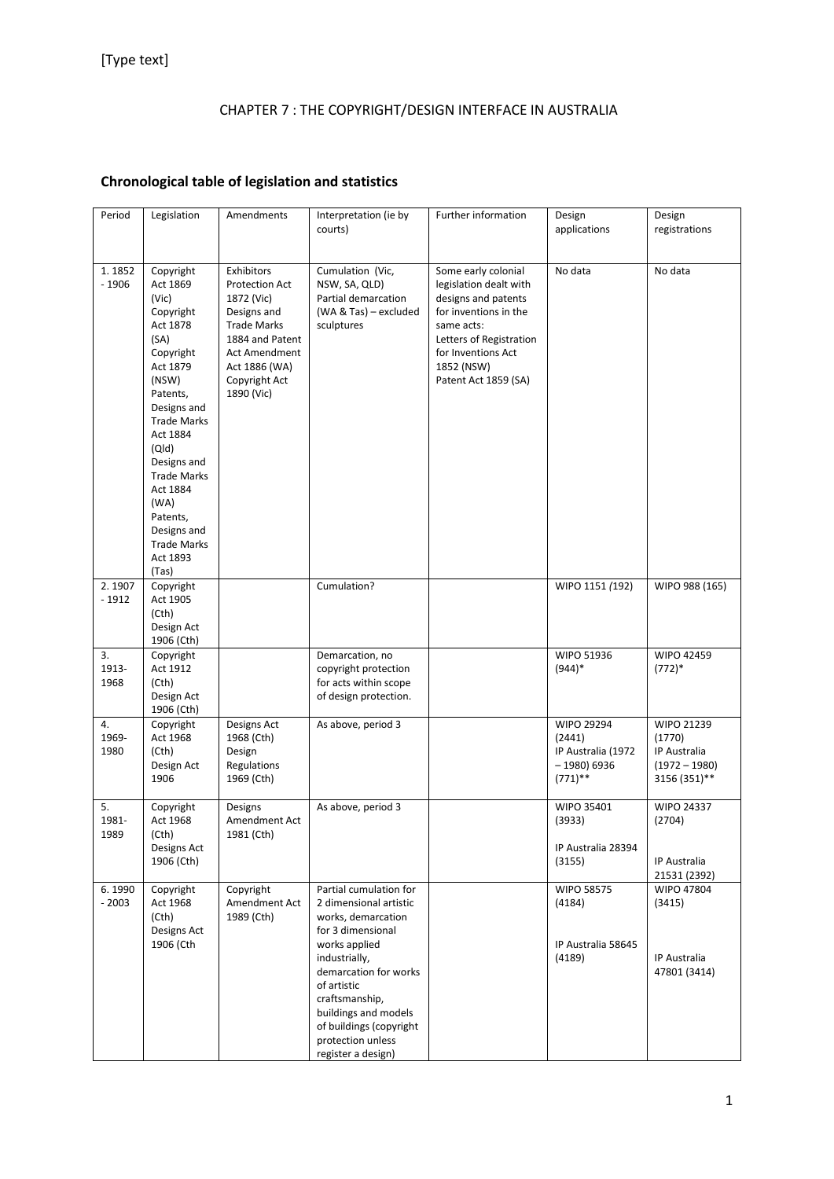CHAPTER 7 : THE COPYRIGHT/DESIGN INTERFACE IN AUSTRALIA

## Chronological table of legislation and statistics

| Period | Legislation | Amendments | Interpretation (ie by courts) | Further information | Design applications | Design registrations |
|---|---|---|---|---|---|---|
| 1. 1852 - 1906 | Copyright Act 1869 (Vic) Copyright Act 1878 (SA) Copyright Act 1879 (NSW) Patents, Designs and Trade Marks Act 1884 (Qld) Designs and Trade Marks Act 1884 (WA) Patents, Designs and Trade Marks Act 1893 (Tas) | Exhibitors Protection Act 1872 (Vic) Designs and Trade Marks 1884 and Patent Act Amendment Act 1886 (WA) Copyright Act 1890 (Vic) | Cumulation (Vic, NSW, SA, QLD) Partial demarcation (WA & Tas) – excluded sculptures | Some early colonial legislation dealt with designs and patents for inventions in the same acts: Letters of Registration for Inventions Act 1852 (NSW) Patent Act 1859 (SA) | No data | No data |
| 2. 1907 - 1912 | Copyright Act 1905 (Cth) Design Act 1906 (Cth) | | Cumulation? | | WIPO 1151 *(192)* | WIPO 988 (165) |
| 3. 1913-1968 | Copyright Act 1912 (Cth) Design Act 1906 (Cth) | | Demarcation, no copyright protection for acts within scope of design protection. | | WIPO 51936 (944)* | WIPO 42459 (772)* |
| 4. 1969-1980 | Copyright Act 1968 (Cth) Design Act 1906 | Designs Act 1968 (Cth) Design Regulations 1969 (Cth) | As above, period 3 | | WIPO 29294 (2441) IP Australia (1972 – 1980) 6936 (771)** | WIPO 21239 (1770) IP Australia (1972 – 1980) 3156 (351)** |
| 5. 1981-1989 | Copyright Act 1968 (Cth) Designs Act 1906 (Cth) | Designs Amendment Act 1981 (Cth) | As above, period 3 | | WIPO 35401 (3933) IP Australia 28394 (3155) | WIPO 24337 (2704) IP Australia 21531 (2392) |
| 6. 1990 - 2003 | Copyright Act 1968 (Cth) Designs Act 1906 (Cth | Copyright Amendment Act 1989 (Cth) | Partial cumulation for 2 dimensional artistic works, demarcation for 3 dimensional works applied industrially, demarcation for works of artistic craftsmanship, buildings and models of buildings (copyright protection unless register a design) | | WIPO 58575 (4184) IP Australia 58645 (4189) | WIPO 47804 (3415) IP Australia 47801 (3414) |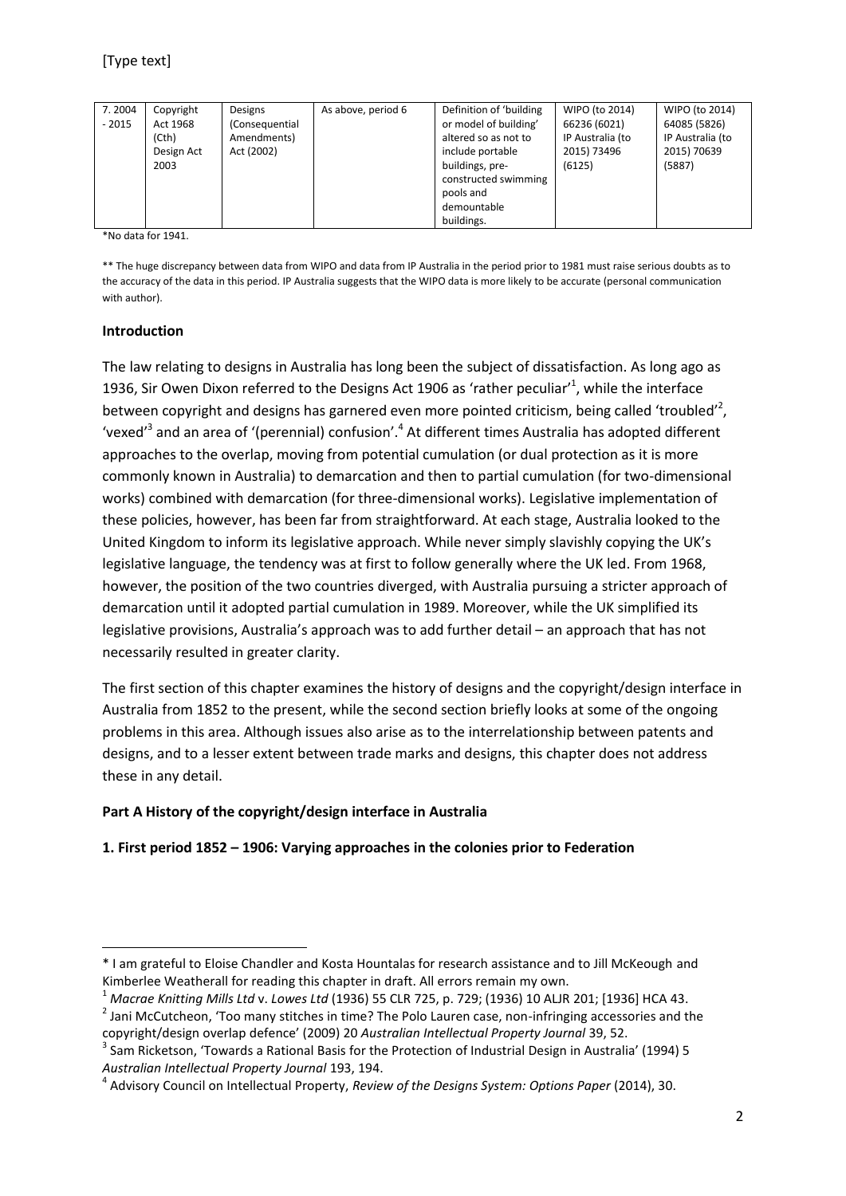[Type text]

| 7. 2004 - 2015 | Copyright Act 1968 (Cth) Design Act 2003 | Designs (Consequential Amendments) Act (2002) | As above, period 6 | Definition of 'building or model of building' altered so as not to include portable buildings, pre-constructed swimming pools and demountable buildings. | WIPO (to 2014) 66236 (6021) IP Australia (to 2015) 73496 (6125) | WIPO (to 2014) 64085 (5826) IP Australia (to 2015) 70639 (5887) |
|---|---|---|---|---|---|---|

*No data for 1941.

** The huge discrepancy between data from WIPO and data from IP Australia in the period prior to 1981 must raise serious doubts as to the accuracy of the data in this period. IP Australia suggests that the WIPO data is more likely to be accurate (personal communication with author).

**Introduction**

The law relating to designs in Australia has long been the subject of dissatisfaction. As long ago as 1936, Sir Owen Dixon referred to the Designs Act 1906 as 'rather peculiar'[1], while the interface between copyright and designs has garnered even more pointed criticism, being called 'troubled'[2], 'vexed'[3] and an area of '(perennial) confusion'.[4] At different times Australia has adopted different approaches to the overlap, moving from potential cumulation (or dual protection as it is more commonly known in Australia) to demarcation and then to partial cumulation (for two-dimensional works) combined with demarcation (for three-dimensional works). Legislative implementation of these policies, however, has been far from straightforward. At each stage, Australia looked to the United Kingdom to inform its legislative approach. While never simply slavishly copying the UK's legislative language, the tendency was at first to follow generally where the UK led. From 1968, however, the position of the two countries diverged, with Australia pursuing a stricter approach of demarcation until it adopted partial cumulation in 1989. Moreover, while the UK simplified its legislative provisions, Australia's approach was to add further detail – an approach that has not necessarily resulted in greater clarity.

The first section of this chapter examines the history of designs and the copyright/design interface in Australia from 1852 to the present, while the second section briefly looks at some of the ongoing problems in this area. Although issues also arise as to the interrelationship between patents and designs, and to a lesser extent between trade marks and designs, this chapter does not address these in any detail.

**Part A History of the copyright/design interface in Australia**

**1. First period 1852 – 1906: Varying approaches in the colonies prior to Federation**

---

* I am grateful to Eloise Chandler and Kosta Hountalas for research assistance and to Jill McKeough and Kimberlee Weatherall for reading this chapter in draft. All errors remain my own.

[1] *Macrae Knitting Mills Ltd* v. *Lowes Ltd* (1936) 55 CLR 725, p. 729; (1936) 10 ALJR 201; [1936] HCA 43.

[2] Jani McCutcheon, 'Too many stitches in time? The Polo Lauren case, non-infringing accessories and the copyright/design overlap defence' (2009) 20 *Australian Intellectual Property Journal* 39, 52.

[3] Sam Ricketson, 'Towards a Rational Basis for the Protection of Industrial Design in Australia' (1994) 5 *Australian Intellectual Property Journal* 193, 194.

[4] Advisory Council on Intellectual Property, *Review of the Designs System: Options Paper* (2014), 30.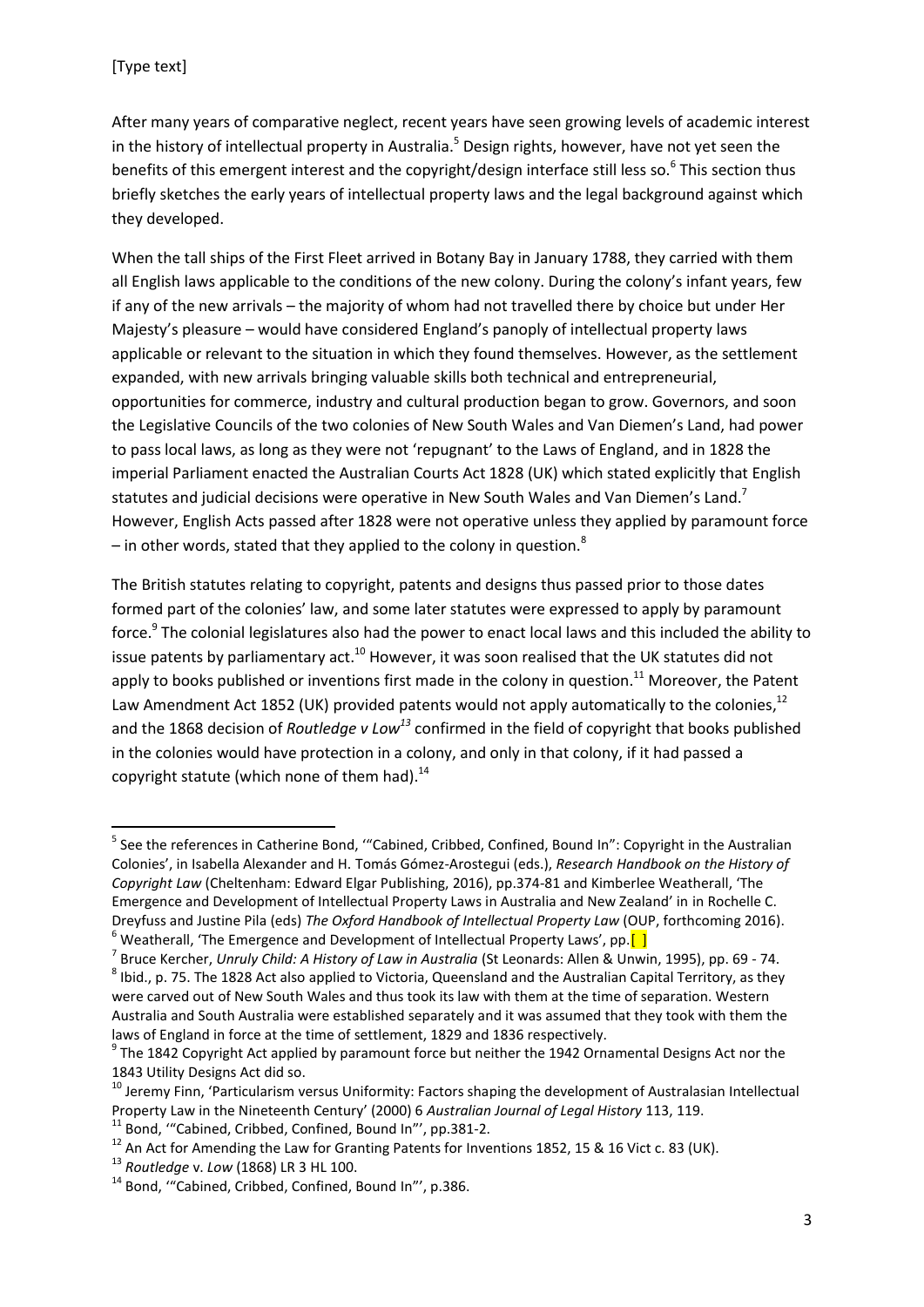After many years of comparative neglect, recent years have seen growing levels of academic interest in the history of intellectual property in Australia.[5] Design rights, however, have not yet seen the benefits of this emergent interest and the copyright/design interface still less so.[6] This section thus briefly sketches the early years of intellectual property laws and the legal background against which they developed.

When the tall ships of the First Fleet arrived in Botany Bay in January 1788, they carried with them all English laws applicable to the conditions of the new colony. During the colony's infant years, few if any of the new arrivals – the majority of whom had not travelled there by choice but under Her Majesty's pleasure – would have considered England's panoply of intellectual property laws applicable or relevant to the situation in which they found themselves. However, as the settlement expanded, with new arrivals bringing valuable skills both technical and entrepreneurial, opportunities for commerce, industry and cultural production began to grow. Governors, and soon the Legislative Councils of the two colonies of New South Wales and Van Diemen's Land, had power to pass local laws, as long as they were not 'repugnant' to the Laws of England, and in 1828 the imperial Parliament enacted the Australian Courts Act 1828 (UK) which stated explicitly that English statutes and judicial decisions were operative in New South Wales and Van Diemen's Land.[7] However, English Acts passed after 1828 were not operative unless they applied by paramount force – in other words, stated that they applied to the colony in question.[8]

The British statutes relating to copyright, patents and designs thus passed prior to those dates formed part of the colonies' law, and some later statutes were expressed to apply by paramount force.[9] The colonial legislatures also had the power to enact local laws and this included the ability to issue patents by parliamentary act.[10] However, it was soon realised that the UK statutes did not apply to books published or inventions first made in the colony in question.[11] Moreover, the Patent Law Amendment Act 1852 (UK) provided patents would not apply automatically to the colonies,[12] and the 1868 decision of *Routledge v Low*[13] confirmed in the field of copyright that books published in the colonies would have protection in a colony, and only in that colony, if it had passed a copyright statute (which none of them had).[14]

---

[5] See the references in Catherine Bond, '"Cabined, Cribbed, Confined, Bound In": Copyright in the Australian Colonies', in Isabella Alexander and H. Tomás Gómez-Arostegui (eds.), *Research Handbook on the History of Copyright Law* (Cheltenham: Edward Elgar Publishing, 2016), pp.374-81 and Kimberlee Weatherall, 'The Emergence and Development of Intellectual Property Laws in Australia and New Zealand' in in Rochelle C. Dreyfuss and Justine Pila (eds) *The Oxford Handbook of Intellectual Property Law* (OUP, forthcoming 2016).

[6] Weatherall, 'The Emergence and Development of Intellectual Property Laws', pp.[ ]

[7] Bruce Kercher, *Unruly Child: A History of Law in Australia* (St Leonards: Allen & Unwin, 1995), pp. 69 - 74.

[8] Ibid., p. 75. The 1828 Act also applied to Victoria, Queensland and the Australian Capital Territory, as they were carved out of New South Wales and thus took its law with them at the time of separation. Western Australia and South Australia were established separately and it was assumed that they took with them the laws of England in force at the time of settlement, 1829 and 1836 respectively.

[9] The 1842 Copyright Act applied by paramount force but neither the 1942 Ornamental Designs Act nor the 1843 Utility Designs Act did so.

[10] Jeremy Finn, 'Particularism versus Uniformity: Factors shaping the development of Australasian Intellectual Property Law in the Nineteenth Century' (2000) 6 *Australian Journal of Legal History* 113, 119.

[11] Bond, '"Cabined, Cribbed, Confined, Bound In"', pp.381-2.

[12] An Act for Amending the Law for Granting Patents for Inventions 1852, 15 & 16 Vict c. 83 (UK).

[13] *Routledge* v. *Low* (1868) LR 3 HL 100.

[14] Bond, '"Cabined, Cribbed, Confined, Bound In"', p.386.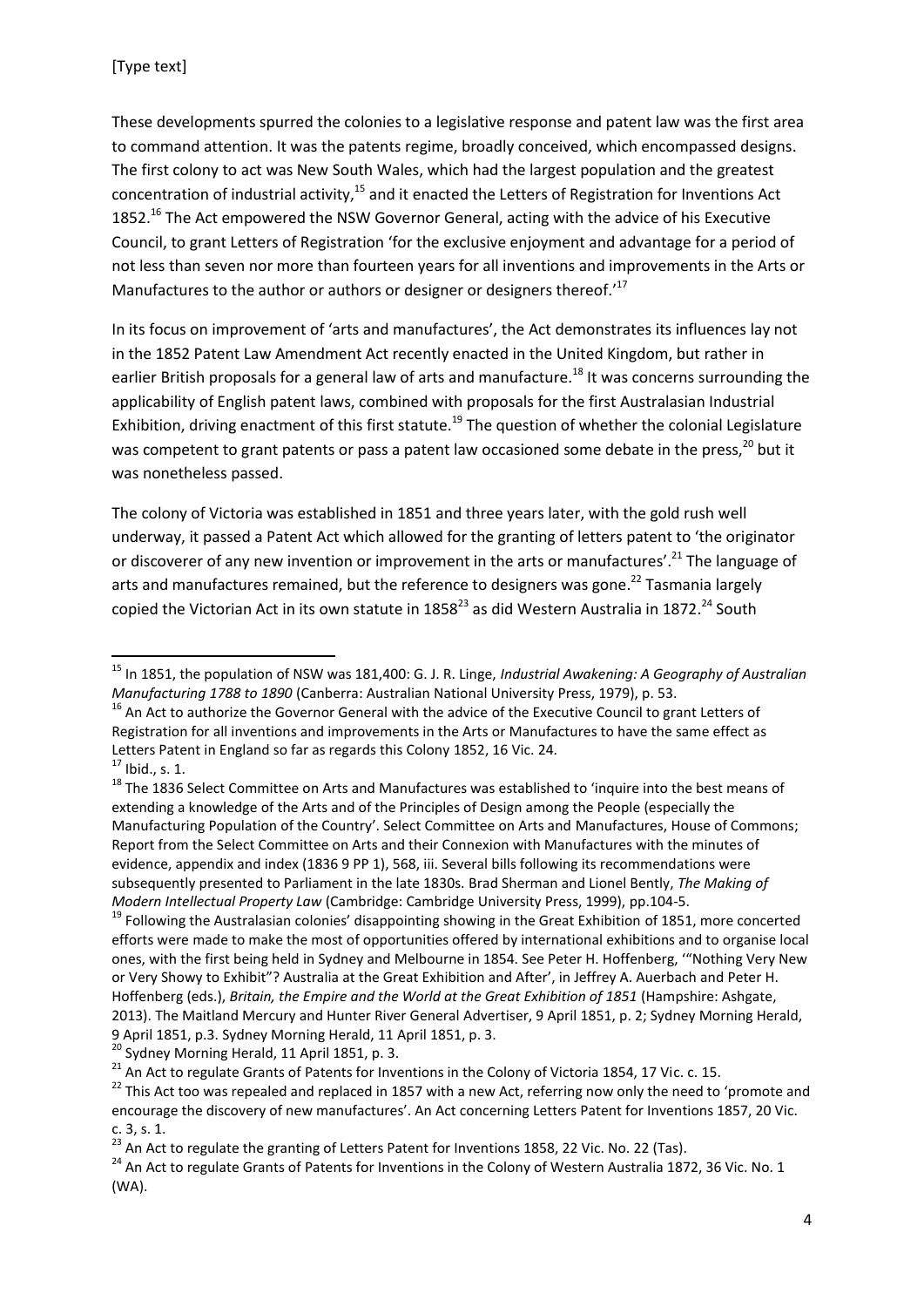These developments spurred the colonies to a legislative response and patent law was the first area to command attention. It was the patents regime, broadly conceived, which encompassed designs. The first colony to act was New South Wales, which had the largest population and the greatest concentration of industrial activity,[15] and it enacted the Letters of Registration for Inventions Act 1852.[16] The Act empowered the NSW Governor General, acting with the advice of his Executive Council, to grant Letters of Registration 'for the exclusive enjoyment and advantage for a period of not less than seven nor more than fourteen years for all inventions and improvements in the Arts or Manufactures to the author or authors or designer or designers thereof.'[17]

In its focus on improvement of 'arts and manufactures', the Act demonstrates its influences lay not in the 1852 Patent Law Amendment Act recently enacted in the United Kingdom, but rather in earlier British proposals for a general law of arts and manufacture.[18] It was concerns surrounding the applicability of English patent laws, combined with proposals for the first Australasian Industrial Exhibition, driving enactment of this first statute.[19] The question of whether the colonial Legislature was competent to grant patents or pass a patent law occasioned some debate in the press,[20] but it was nonetheless passed.

The colony of Victoria was established in 1851 and three years later, with the gold rush well underway, it passed a Patent Act which allowed for the granting of letters patent to 'the originator or discoverer of any new invention or improvement in the arts or manufactures'.[21] The language of arts and manufactures remained, but the reference to designers was gone.[22] Tasmania largely copied the Victorian Act in its own statute in 1858[23] as did Western Australia in 1872.[24] South

---

[15] In 1851, the population of NSW was 181,400: G. J. R. Linge, *Industrial Awakening: A Geography of Australian Manufacturing 1788 to 1890* (Canberra: Australian National University Press, 1979), p. 53.

[16] An Act to authorize the Governor General with the advice of the Executive Council to grant Letters of Registration for all inventions and improvements in the Arts or Manufactures to have the same effect as Letters Patent in England so far as regards this Colony 1852, 16 Vic. 24.

[17] Ibid., s. 1.

[18] The 1836 Select Committee on Arts and Manufactures was established to 'inquire into the best means of extending a knowledge of the Arts and of the Principles of Design among the People (especially the Manufacturing Population of the Country'. Select Committee on Arts and Manufactures, House of Commons; Report from the Select Committee on Arts and their Connexion with Manufactures with the minutes of evidence, appendix and index (1836 9 PP 1), 568, iii. Several bills following its recommendations were subsequently presented to Parliament in the late 1830s. Brad Sherman and Lionel Bently, *The Making of Modern Intellectual Property Law* (Cambridge: Cambridge University Press, 1999), pp.104-5.

[19] Following the Australasian colonies' disappointing showing in the Great Exhibition of 1851, more concerted efforts were made to make the most of opportunities offered by international exhibitions and to organise local ones, with the first being held in Sydney and Melbourne in 1854. See Peter H. Hoffenberg, '"Nothing Very New or Very Showy to Exhibit"? Australia at the Great Exhibition and After', in Jeffrey A. Auerbach and Peter H. Hoffenberg (eds.), *Britain, the Empire and the World at the Great Exhibition of 1851* (Hampshire: Ashgate, 2013). The Maitland Mercury and Hunter River General Advertiser, 9 April 1851, p. 2; Sydney Morning Herald, 9 April 1851, p.3. Sydney Morning Herald, 11 April 1851, p. 3.

[20] Sydney Morning Herald, 11 April 1851, p. 3.

[21] An Act to regulate Grants of Patents for Inventions in the Colony of Victoria 1854, 17 Vic. c. 15.

[22] This Act too was repealed and replaced in 1857 with a new Act, referring now only the need to 'promote and encourage the discovery of new manufactures'. An Act concerning Letters Patent for Inventions 1857, 20 Vic. c. 3, s. 1.

[23] An Act to regulate the granting of Letters Patent for Inventions 1858, 22 Vic. No. 22 (Tas).

[24] An Act to regulate Grants of Patents for Inventions in the Colony of Western Australia 1872, 36 Vic. No. 1 (WA).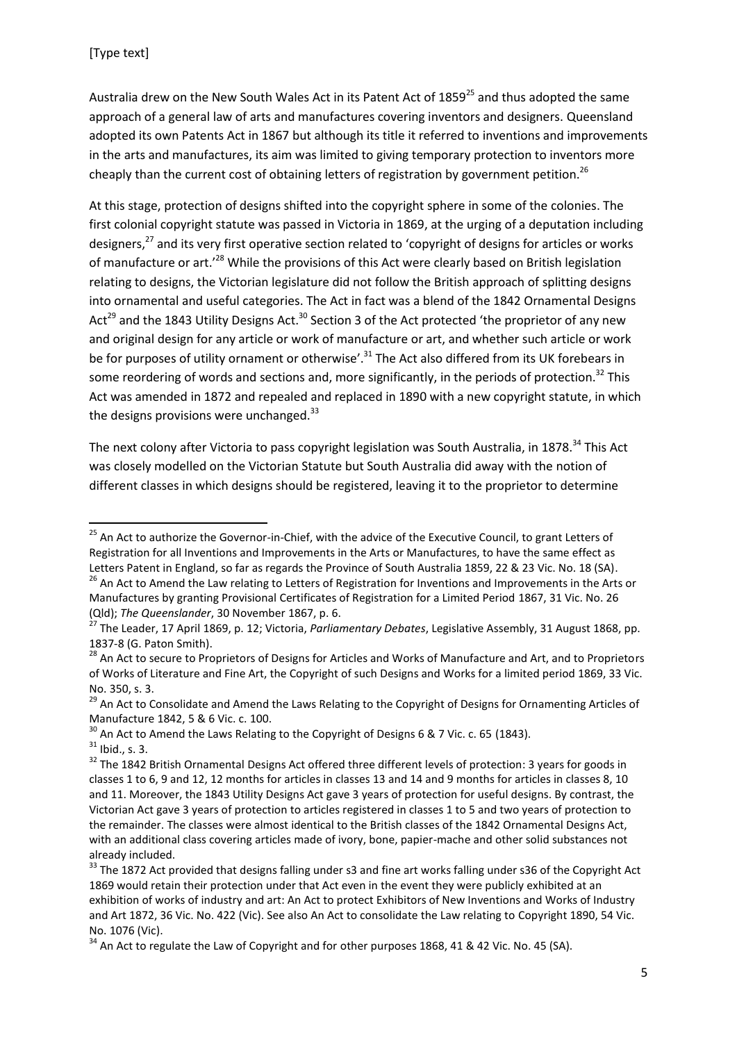Australia drew on the New South Wales Act in its Patent Act of 1859[25] and thus adopted the same approach of a general law of arts and manufactures covering inventors and designers. Queensland adopted its own Patents Act in 1867 but although its title it referred to inventions and improvements in the arts and manufactures, its aim was limited to giving temporary protection to inventors more cheaply than the current cost of obtaining letters of registration by government petition.[26]

At this stage, protection of designs shifted into the copyright sphere in some of the colonies. The first colonial copyright statute was passed in Victoria in 1869, at the urging of a deputation including designers,[27] and its very first operative section related to 'copyright of designs for articles or works of manufacture or art.'[28] While the provisions of this Act were clearly based on British legislation relating to designs, the Victorian legislature did not follow the British approach of splitting designs into ornamental and useful categories. The Act in fact was a blend of the 1842 Ornamental Designs Act[29] and the 1843 Utility Designs Act.[30] Section 3 of the Act protected 'the proprietor of any new and original design for any article or work of manufacture or art, and whether such article or work be for purposes of utility ornament or otherwise'.[31] The Act also differed from its UK forebears in some reordering of words and sections and, more significantly, in the periods of protection.[32] This Act was amended in 1872 and repealed and replaced in 1890 with a new copyright statute, in which the designs provisions were unchanged.[33]

The next colony after Victoria to pass copyright legislation was South Australia, in 1878.[34] This Act was closely modelled on the Victorian Statute but South Australia did away with the notion of different classes in which designs should be registered, leaving it to the proprietor to determine

---

[25] An Act to authorize the Governor-in-Chief, with the advice of the Executive Council, to grant Letters of Registration for all Inventions and Improvements in the Arts or Manufactures, to have the same effect as Letters Patent in England, so far as regards the Province of South Australia 1859, 22 & 23 Vic. No. 18 (SA).

[26] An Act to Amend the Law relating to Letters of Registration for Inventions and Improvements in the Arts or Manufactures by granting Provisional Certificates of Registration for a Limited Period 1867, 31 Vic. No. 26 (Qld); *The Queenslander*, 30 November 1867, p. 6.

[27] The Leader, 17 April 1869, p. 12; Victoria, *Parliamentary Debates*, Legislative Assembly, 31 August 1868, pp. 1837-8 (G. Paton Smith).

[28] An Act to secure to Proprietors of Designs for Articles and Works of Manufacture and Art, and to Proprietors of Works of Literature and Fine Art, the Copyright of such Designs and Works for a limited period 1869, 33 Vic. No. 350, s. 3.

[29] An Act to Consolidate and Amend the Laws Relating to the Copyright of Designs for Ornamenting Articles of Manufacture 1842, 5 & 6 Vic. c. 100.

[30] An Act to Amend the Laws Relating to the Copyright of Designs 6 & 7 Vic. c. 65 (1843).

[31] Ibid., s. 3.

[32] The 1842 British Ornamental Designs Act offered three different levels of protection: 3 years for goods in classes 1 to 6, 9 and 12, 12 months for articles in classes 13 and 14 and 9 months for articles in classes 8, 10 and 11. Moreover, the 1843 Utility Designs Act gave 3 years of protection for useful designs. By contrast, the Victorian Act gave 3 years of protection to articles registered in classes 1 to 5 and two years of protection to the remainder. The classes were almost identical to the British classes of the 1842 Ornamental Designs Act, with an additional class covering articles made of ivory, bone, papier-mache and other solid substances not already included.

[33] The 1872 Act provided that designs falling under s3 and fine art works falling under s36 of the Copyright Act 1869 would retain their protection under that Act even in the event they were publicly exhibited at an exhibition of works of industry and art: An Act to protect Exhibitors of New Inventions and Works of Industry and Art 1872, 36 Vic. No. 422 (Vic). See also An Act to consolidate the Law relating to Copyright 1890, 54 Vic. No. 1076 (Vic).

[34] An Act to regulate the Law of Copyright and for other purposes 1868, 41 & 42 Vic. No. 45 (SA).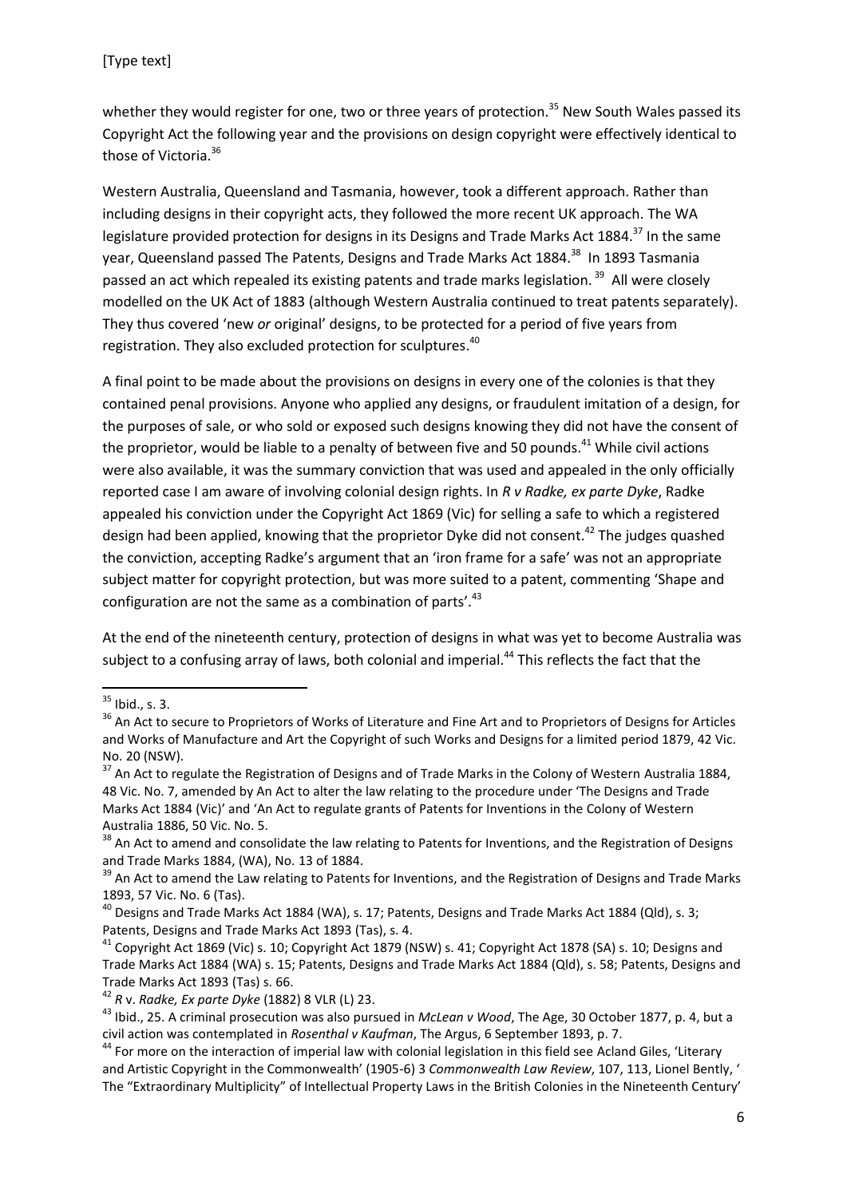whether they would register for one, two or three years of protection.[35] New South Wales passed its Copyright Act the following year and the provisions on design copyright were effectively identical to those of Victoria.[36]

Western Australia, Queensland and Tasmania, however, took a different approach. Rather than including designs in their copyright acts, they followed the more recent UK approach. The WA legislature provided protection for designs in its Designs and Trade Marks Act 1884.[37] In the same year, Queensland passed The Patents, Designs and Trade Marks Act 1884.[38] In 1893 Tasmania passed an act which repealed its existing patents and trade marks legislation.[39] All were closely modelled on the UK Act of 1883 (although Western Australia continued to treat patents separately). They thus covered 'new *or* original' designs, to be protected for a period of five years from registration. They also excluded protection for sculptures.[40]

A final point to be made about the provisions on designs in every one of the colonies is that they contained penal provisions. Anyone who applied any designs, or fraudulent imitation of a design, for the purposes of sale, or who sold or exposed such designs knowing they did not have the consent of the proprietor, would be liable to a penalty of between five and 50 pounds.[41] While civil actions were also available, it was the summary conviction that was used and appealed in the only officially reported case I am aware of involving colonial design rights. In *R v Radke, ex parte Dyke*, Radke appealed his conviction under the Copyright Act 1869 (Vic) for selling a safe to which a registered design had been applied, knowing that the proprietor Dyke did not consent.[42] The judges quashed the conviction, accepting Radke's argument that an 'iron frame for a safe' was not an appropriate subject matter for copyright protection, but was more suited to a patent, commenting 'Shape and configuration are not the same as a combination of parts'.[43]

At the end of the nineteenth century, protection of designs in what was yet to become Australia was subject to a confusing array of laws, both colonial and imperial.[44] This reflects the fact that the

---

[35] Ibid., s. 3.

[36] An Act to secure to Proprietors of Works of Literature and Fine Art and to Proprietors of Designs for Articles and Works of Manufacture and Art the Copyright of such Works and Designs for a limited period 1879, 42 Vic. No. 20 (NSW).

[37] An Act to regulate the Registration of Designs and of Trade Marks in the Colony of Western Australia 1884, 48 Vic. No. 7, amended by An Act to alter the law relating to the procedure under 'The Designs and Trade Marks Act 1884 (Vic)' and 'An Act to regulate grants of Patents for Inventions in the Colony of Western Australia 1886, 50 Vic. No. 5.

[38] An Act to amend and consolidate the law relating to Patents for Inventions, and the Registration of Designs and Trade Marks 1884, (WA), No. 13 of 1884.

[39] An Act to amend the Law relating to Patents for Inventions, and the Registration of Designs and Trade Marks 1893, 57 Vic. No. 6 (Tas).

[40] Designs and Trade Marks Act 1884 (WA), s. 17; Patents, Designs and Trade Marks Act 1884 (Qld), s. 3; Patents, Designs and Trade Marks Act 1893 (Tas), s. 4.

[41] Copyright Act 1869 (Vic) s. 10; Copyright Act 1879 (NSW) s. 41; Copyright Act 1878 (SA) s. 10; Designs and Trade Marks Act 1884 (WA) s. 15; Patents, Designs and Trade Marks Act 1884 (Qld), s. 58; Patents, Designs and Trade Marks Act 1893 (Tas) s. 66.

[42] *R* v. *Radke, Ex parte Dyke* (1882) 8 VLR (L) 23.

[43] Ibid., 25. A criminal prosecution was also pursued in *McLean v Wood*, The Age, 30 October 1877, p. 4, but a civil action was contemplated in *Rosenthal v Kaufman*, The Argus, 6 September 1893, p. 7.

[44] For more on the interaction of imperial law with colonial legislation in this field see Acland Giles, 'Literary and Artistic Copyright in the Commonwealth' (1905-6) 3 *Commonwealth Law Review*, 107, 113, Lionel Bently, ' The "Extraordinary Multiplicity" of Intellectual Property Laws in the British Colonies in the Nineteenth Century'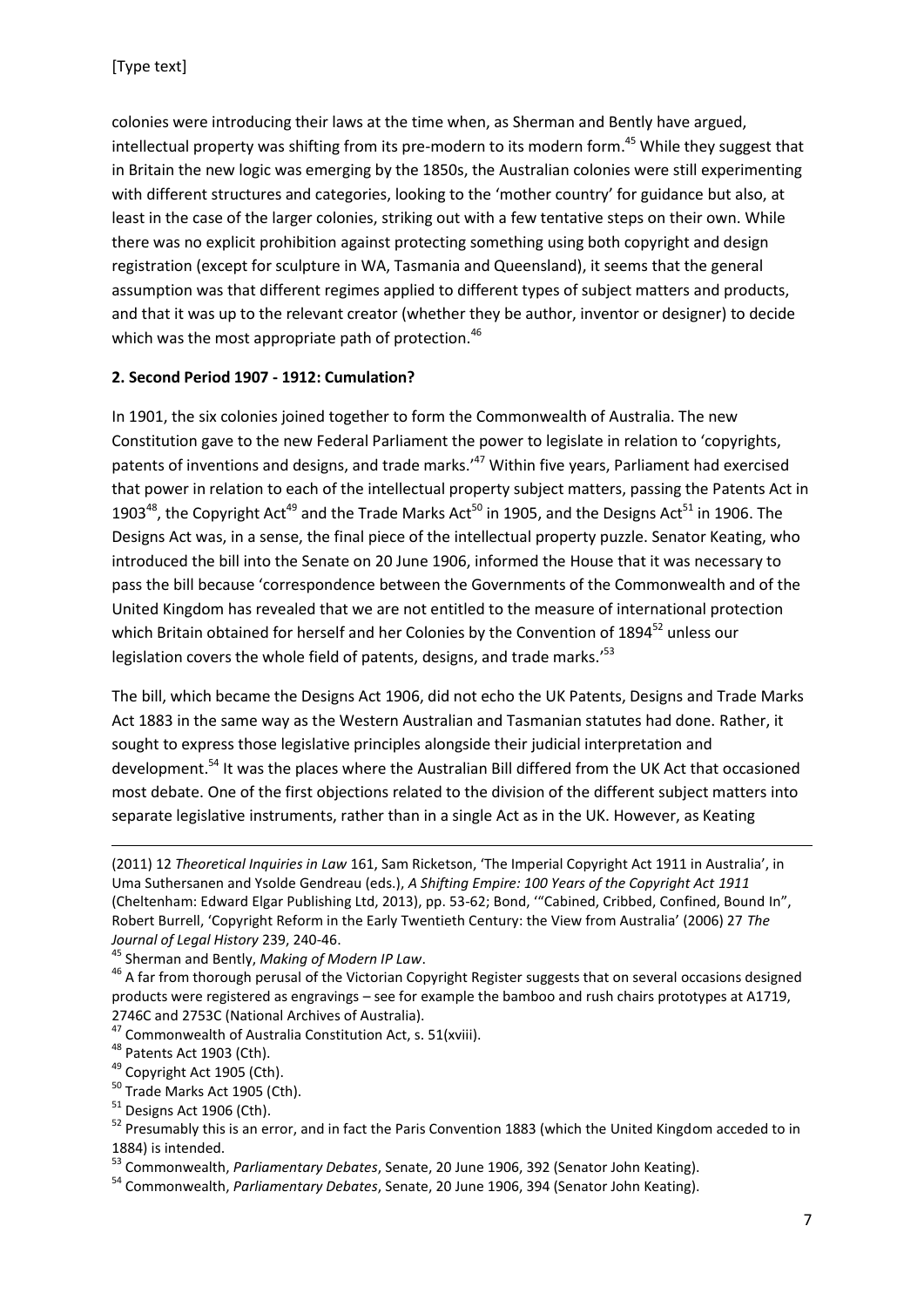colonies were introducing their laws at the time when, as Sherman and Bently have argued, intellectual property was shifting from its pre-modern to its modern form.[45] While they suggest that in Britain the new logic was emerging by the 1850s, the Australian colonies were still experimenting with different structures and categories, looking to the 'mother country' for guidance but also, at least in the case of the larger colonies, striking out with a few tentative steps on their own. While there was no explicit prohibition against protecting something using both copyright and design registration (except for sculpture in WA, Tasmania and Queensland), it seems that the general assumption was that different regimes applied to different types of subject matters and products, and that it was up to the relevant creator (whether they be author, inventor or designer) to decide which was the most appropriate path of protection.[46]

**2. Second Period 1907 - 1912: Cumulation?**

In 1901, the six colonies joined together to form the Commonwealth of Australia. The new Constitution gave to the new Federal Parliament the power to legislate in relation to 'copyrights, patents of inventions and designs, and trade marks.'[47] Within five years, Parliament had exercised that power in relation to each of the intellectual property subject matters, passing the Patents Act in 1903[48], the Copyright Act[49] and the Trade Marks Act[50] in 1905, and the Designs Act[51] in 1906. The Designs Act was, in a sense, the final piece of the intellectual property puzzle. Senator Keating, who introduced the bill into the Senate on 20 June 1906, informed the House that it was necessary to pass the bill because 'correspondence between the Governments of the Commonwealth and of the United Kingdom has revealed that we are not entitled to the measure of international protection which Britain obtained for herself and her Colonies by the Convention of 1894[52] unless our legislation covers the whole field of patents, designs, and trade marks.'[53]

The bill, which became the Designs Act 1906, did not echo the UK Patents, Designs and Trade Marks Act 1883 in the same way as the Western Australian and Tasmanian statutes had done. Rather, it sought to express those legislative principles alongside their judicial interpretation and development.[54] It was the places where the Australian Bill differed from the UK Act that occasioned most debate. One of the first objections related to the division of the different subject matters into separate legislative instruments, rather than in a single Act as in the UK. However, as Keating

---

(2011) 12 *Theoretical Inquiries in Law* 161, Sam Ricketson, 'The Imperial Copyright Act 1911 in Australia', in Uma Suthersanen and Ysolde Gendreau (eds.), *A Shifting Empire: 100 Years of the Copyright Act 1911* (Cheltenham: Edward Elgar Publishing Ltd, 2013), pp. 53-62; Bond, '"Cabined, Cribbed, Confined, Bound In", Robert Burrell, 'Copyright Reform in the Early Twentieth Century: the View from Australia' (2006) 27 *The Journal of Legal History* 239, 240-46.

[45] Sherman and Bently, *Making of Modern IP Law*.

[46] A far from thorough perusal of the Victorian Copyright Register suggests that on several occasions designed products were registered as engravings – see for example the bamboo and rush chairs prototypes at A1719, 2746C and 2753C (National Archives of Australia).

[47] Commonwealth of Australia Constitution Act, s. 51(xviii).

[48] Patents Act 1903 (Cth).

[49] Copyright Act 1905 (Cth).

[50] Trade Marks Act 1905 (Cth).

[51] Designs Act 1906 (Cth).

[52] Presumably this is an error, and in fact the Paris Convention 1883 (which the United Kingdom acceded to in 1884) is intended.

[53] Commonwealth, *Parliamentary Debates*, Senate, 20 June 1906, 392 (Senator John Keating).

[54] Commonwealth, *Parliamentary Debates*, Senate, 20 June 1906, 394 (Senator John Keating).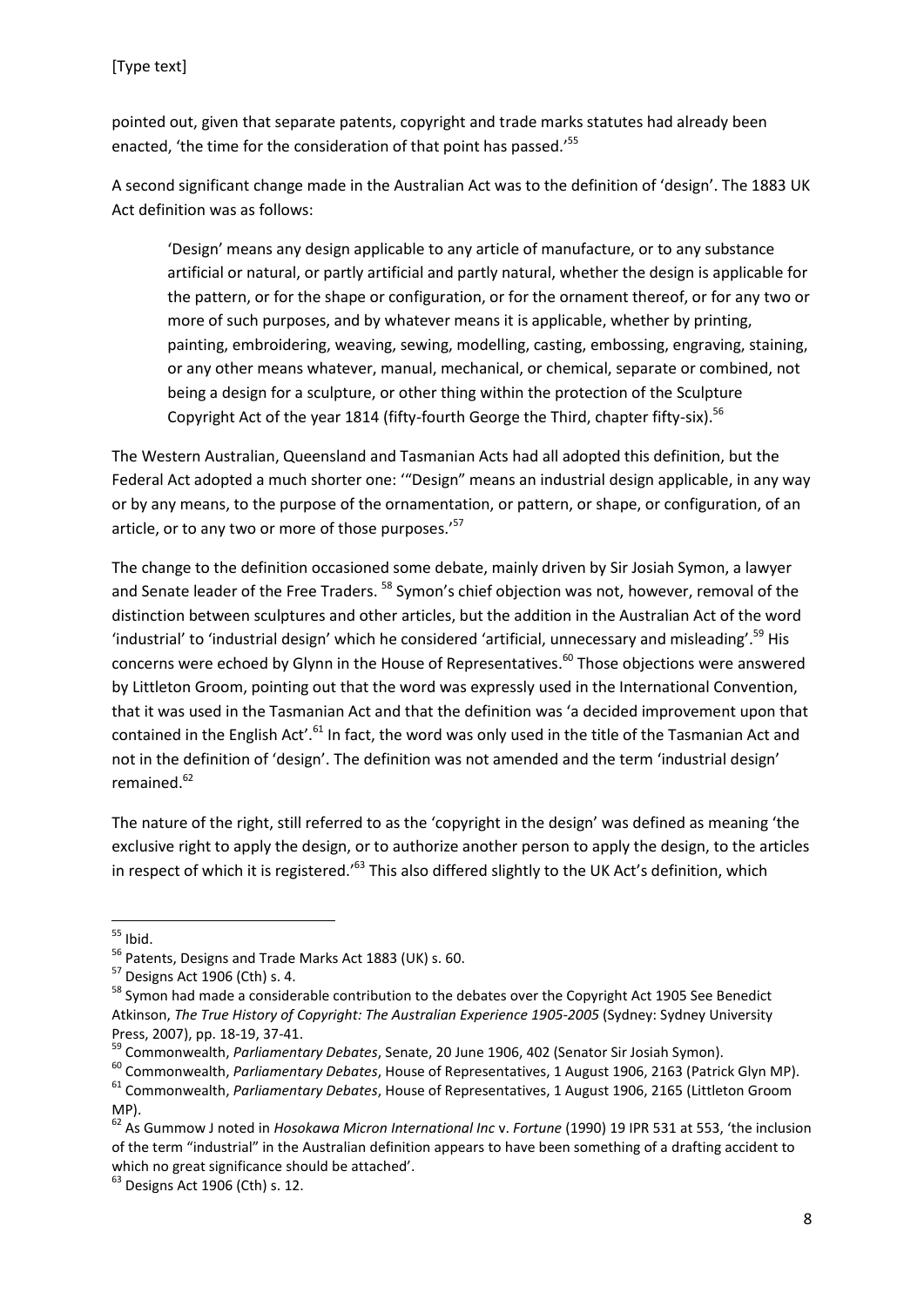pointed out, given that separate patents, copyright and trade marks statutes had already been enacted, 'the time for the consideration of that point has passed.'[55]

A second significant change made in the Australian Act was to the definition of 'design'. The 1883 UK Act definition was as follows:

> 'Design' means any design applicable to any article of manufacture, or to any substance artificial or natural, or partly artificial and partly natural, whether the design is applicable for the pattern, or for the shape or configuration, or for the ornament thereof, or for any two or more of such purposes, and by whatever means it is applicable, whether by printing, painting, embroidering, weaving, sewing, modelling, casting, embossing, engraving, staining, or any other means whatever, manual, mechanical, or chemical, separate or combined, not being a design for a sculpture, or other thing within the protection of the Sculpture Copyright Act of the year 1814 (fifty-fourth George the Third, chapter fifty-six).[56]

The Western Australian, Queensland and Tasmanian Acts had all adopted this definition, but the Federal Act adopted a much shorter one: '"Design" means an industrial design applicable, in any way or by any means, to the purpose of the ornamentation, or pattern, or shape, or configuration, of an article, or to any two or more of those purposes.'[57]

The change to the definition occasioned some debate, mainly driven by Sir Josiah Symon, a lawyer and Senate leader of the Free Traders. [58] Symon's chief objection was not, however, removal of the distinction between sculptures and other articles, but the addition in the Australian Act of the word 'industrial' to 'industrial design' which he considered 'artificial, unnecessary and misleading'.[59] His concerns were echoed by Glynn in the House of Representatives.[60] Those objections were answered by Littleton Groom, pointing out that the word was expressly used in the International Convention, that it was used in the Tasmanian Act and that the definition was 'a decided improvement upon that contained in the English Act'.[61] In fact, the word was only used in the title of the Tasmanian Act and not in the definition of 'design'. The definition was not amended and the term 'industrial design' remained.[62]

The nature of the right, still referred to as the 'copyright in the design' was defined as meaning 'the exclusive right to apply the design, or to authorize another person to apply the design, to the articles in respect of which it is registered.'[63] This also differed slightly to the UK Act's definition, which

---

[55] Ibid.

[56] Patents, Designs and Trade Marks Act 1883 (UK) s. 60.

[57] Designs Act 1906 (Cth) s. 4.

[58] Symon had made a considerable contribution to the debates over the Copyright Act 1905 See Benedict Atkinson, *The True History of Copyright: The Australian Experience 1905-2005* (Sydney: Sydney University Press, 2007), pp. 18-19, 37-41.

[59] Commonwealth, *Parliamentary Debates*, Senate, 20 June 1906, 402 (Senator Sir Josiah Symon).

[60] Commonwealth, *Parliamentary Debates*, House of Representatives, 1 August 1906, 2163 (Patrick Glyn MP).

[61] Commonwealth, *Parliamentary Debates*, House of Representatives, 1 August 1906, 2165 (Littleton Groom MP).

[62] As Gummow J noted in *Hosokawa Micron International Inc* v. *Fortune* (1990) 19 IPR 531 at 553, 'the inclusion of the term "industrial" in the Australian definition appears to have been something of a drafting accident to which no great significance should be attached'.

[63] Designs Act 1906 (Cth) s. 12.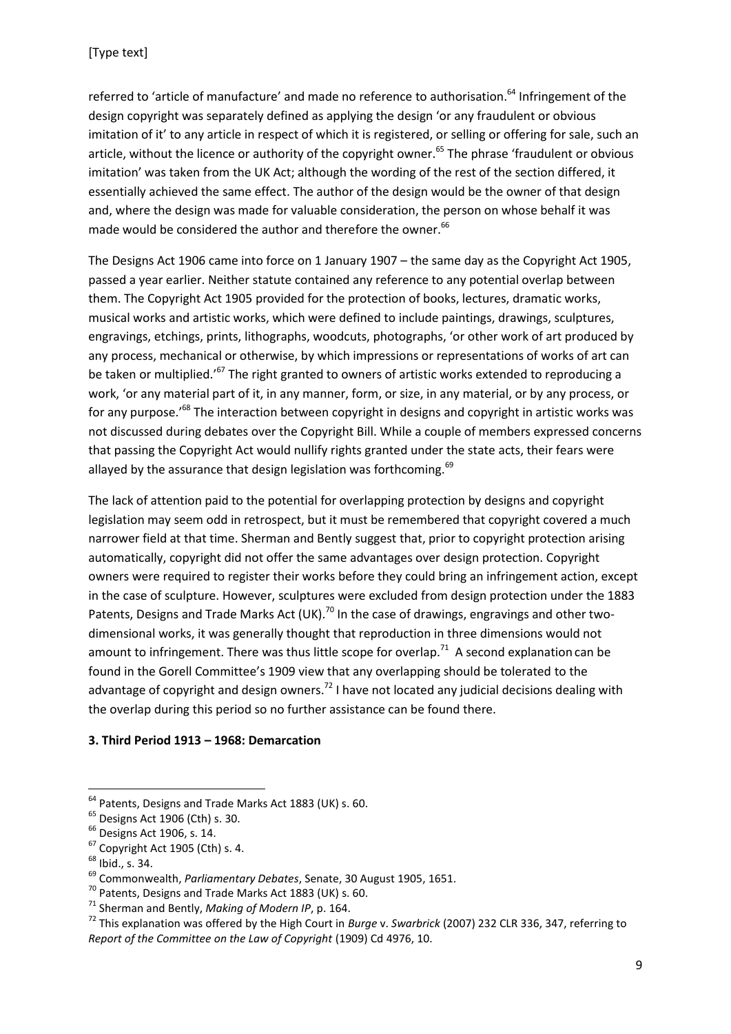referred to 'article of manufacture' and made no reference to authorisation.[64] Infringement of the design copyright was separately defined as applying the design 'or any fraudulent or obvious imitation of it' to any article in respect of which it is registered, or selling or offering for sale, such an article, without the licence or authority of the copyright owner.[65] The phrase 'fraudulent or obvious imitation' was taken from the UK Act; although the wording of the rest of the section differed, it essentially achieved the same effect. The author of the design would be the owner of that design and, where the design was made for valuable consideration, the person on whose behalf it was made would be considered the author and therefore the owner.[66]

The Designs Act 1906 came into force on 1 January 1907 – the same day as the Copyright Act 1905, passed a year earlier. Neither statute contained any reference to any potential overlap between them. The Copyright Act 1905 provided for the protection of books, lectures, dramatic works, musical works and artistic works, which were defined to include paintings, drawings, sculptures, engravings, etchings, prints, lithographs, woodcuts, photographs, 'or other work of art produced by any process, mechanical or otherwise, by which impressions or representations of works of art can be taken or multiplied.'[67] The right granted to owners of artistic works extended to reproducing a work, 'or any material part of it, in any manner, form, or size, in any material, or by any process, or for any purpose.'[68] The interaction between copyright in designs and copyright in artistic works was not discussed during debates over the Copyright Bill. While a couple of members expressed concerns that passing the Copyright Act would nullify rights granted under the state acts, their fears were allayed by the assurance that design legislation was forthcoming.[69]

The lack of attention paid to the potential for overlapping protection by designs and copyright legislation may seem odd in retrospect, but it must be remembered that copyright covered a much narrower field at that time. Sherman and Bently suggest that, prior to copyright protection arising automatically, copyright did not offer the same advantages over design protection. Copyright owners were required to register their works before they could bring an infringement action, except in the case of sculpture. However, sculptures were excluded from design protection under the 1883 Patents, Designs and Trade Marks Act (UK).[70] In the case of drawings, engravings and other two-dimensional works, it was generally thought that reproduction in three dimensions would not amount to infringement. There was thus little scope for overlap.[71] A second explanation can be found in the Gorell Committee's 1909 view that any overlapping should be tolerated to the advantage of copyright and design owners.[72] I have not located any judicial decisions dealing with the overlap during this period so no further assistance can be found there.

### 3. Third Period 1913 – 1968: Demarcation

---

[64] Patents, Designs and Trade Marks Act 1883 (UK) s. 60.

[65] Designs Act 1906 (Cth) s. 30.

[66] Designs Act 1906, s. 14.

[67] Copyright Act 1905 (Cth) s. 4.

[68] Ibid., s. 34.

[69] Commonwealth, *Parliamentary Debates*, Senate, 30 August 1905, 1651.

[70] Patents, Designs and Trade Marks Act 1883 (UK) s. 60.

[71] Sherman and Bently, *Making of Modern IP*, p. 164.

[72] This explanation was offered by the High Court in *Burge* v. *Swarbrick* (2007) 232 CLR 336, 347, referring to *Report of the Committee on the Law of Copyright* (1909) Cd 4976, 10.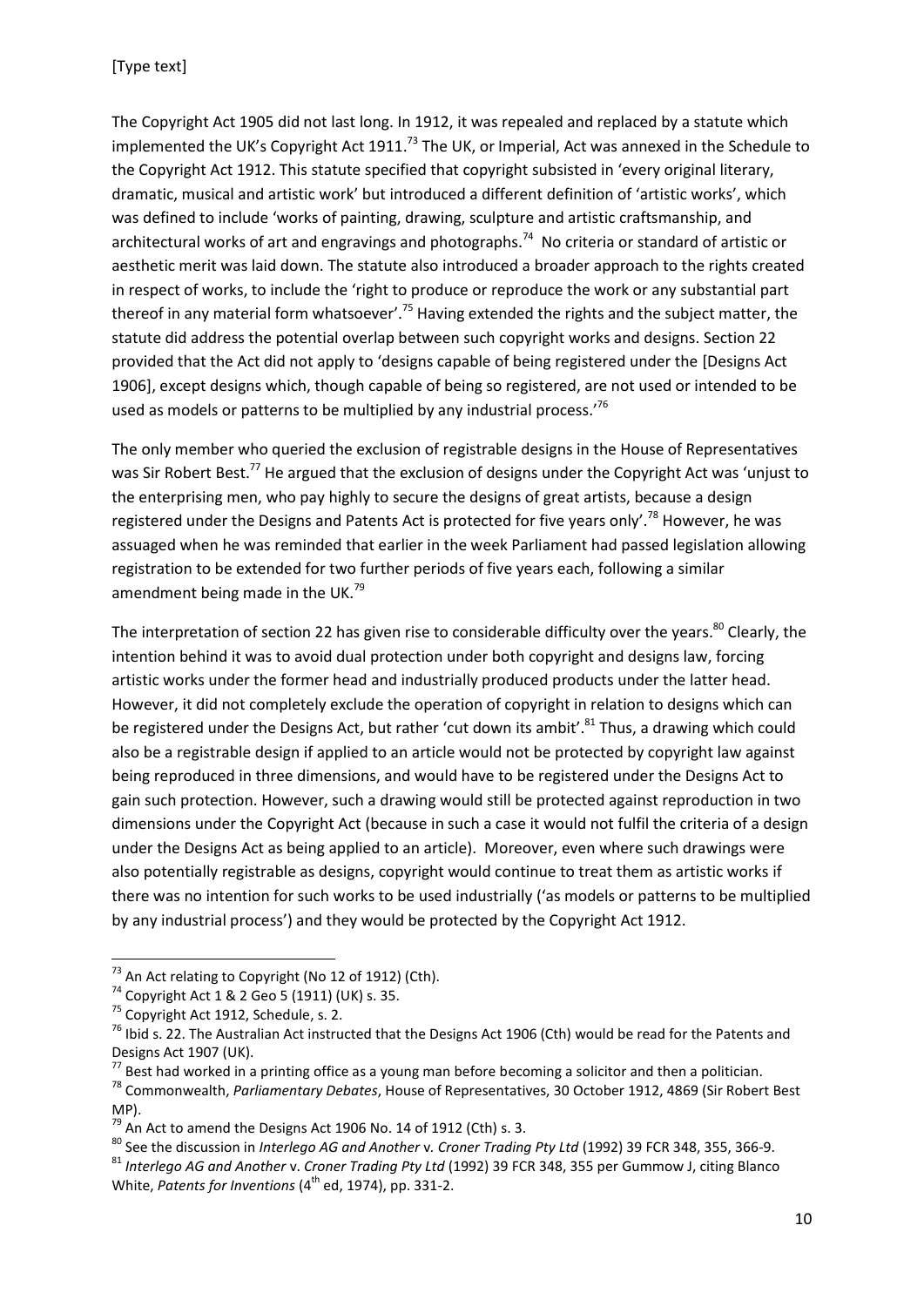The Copyright Act 1905 did not last long. In 1912, it was repealed and replaced by a statute which implemented the UK's Copyright Act 1911.[73] The UK, or Imperial, Act was annexed in the Schedule to the Copyright Act 1912. This statute specified that copyright subsisted in 'every original literary, dramatic, musical and artistic work' but introduced a different definition of 'artistic works', which was defined to include 'works of painting, drawing, sculpture and artistic craftsmanship, and architectural works of art and engravings and photographs.[74] No criteria or standard of artistic or aesthetic merit was laid down. The statute also introduced a broader approach to the rights created in respect of works, to include the 'right to produce or reproduce the work or any substantial part thereof in any material form whatsoever'.[75] Having extended the rights and the subject matter, the statute did address the potential overlap between such copyright works and designs. Section 22 provided that the Act did not apply to 'designs capable of being registered under the [Designs Act 1906], except designs which, though capable of being so registered, are not used or intended to be used as models or patterns to be multiplied by any industrial process.'[76]

The only member who queried the exclusion of registrable designs in the House of Representatives was Sir Robert Best.[77] He argued that the exclusion of designs under the Copyright Act was 'unjust to the enterprising men, who pay highly to secure the designs of great artists, because a design registered under the Designs and Patents Act is protected for five years only'.[78] However, he was assuaged when he was reminded that earlier in the week Parliament had passed legislation allowing registration to be extended for two further periods of five years each, following a similar amendment being made in the UK.[79]

The interpretation of section 22 has given rise to considerable difficulty over the years.[80] Clearly, the intention behind it was to avoid dual protection under both copyright and designs law, forcing artistic works under the former head and industrially produced products under the latter head. However, it did not completely exclude the operation of copyright in relation to designs which can be registered under the Designs Act, but rather 'cut down its ambit'.[81] Thus, a drawing which could also be a registrable design if applied to an article would not be protected by copyright law against being reproduced in three dimensions, and would have to be registered under the Designs Act to gain such protection. However, such a drawing would still be protected against reproduction in two dimensions under the Copyright Act (because in such a case it would not fulfil the criteria of a design under the Designs Act as being applied to an article). Moreover, even where such drawings were also potentially registrable as designs, copyright would continue to treat them as artistic works if there was no intention for such works to be used industrially ('as models or patterns to be multiplied by any industrial process') and they would be protected by the Copyright Act 1912.

---

[73] An Act relating to Copyright (No 12 of 1912) (Cth).

[74] Copyright Act 1 & 2 Geo 5 (1911) (UK) s. 35.

[75] Copyright Act 1912, Schedule, s. 2.

[76] Ibid s. 22. The Australian Act instructed that the Designs Act 1906 (Cth) would be read for the Patents and Designs Act 1907 (UK).

[77] Best had worked in a printing office as a young man before becoming a solicitor and then a politician.

[78] Commonwealth, *Parliamentary Debates*, House of Representatives, 30 October 1912, 4869 (Sir Robert Best MP).

[79] An Act to amend the Designs Act 1906 No. 14 of 1912 (Cth) s. 3.

[80] See the discussion in *Interlego AG and Another* v. *Croner Trading Pty Ltd* (1992) 39 FCR 348, 355, 366-9.

[81] *Interlego AG and Another* v. *Croner Trading Pty Ltd* (1992) 39 FCR 348, 355 per Gummow J, citing Blanco White, *Patents for Inventions* (4th ed, 1974), pp. 331-2.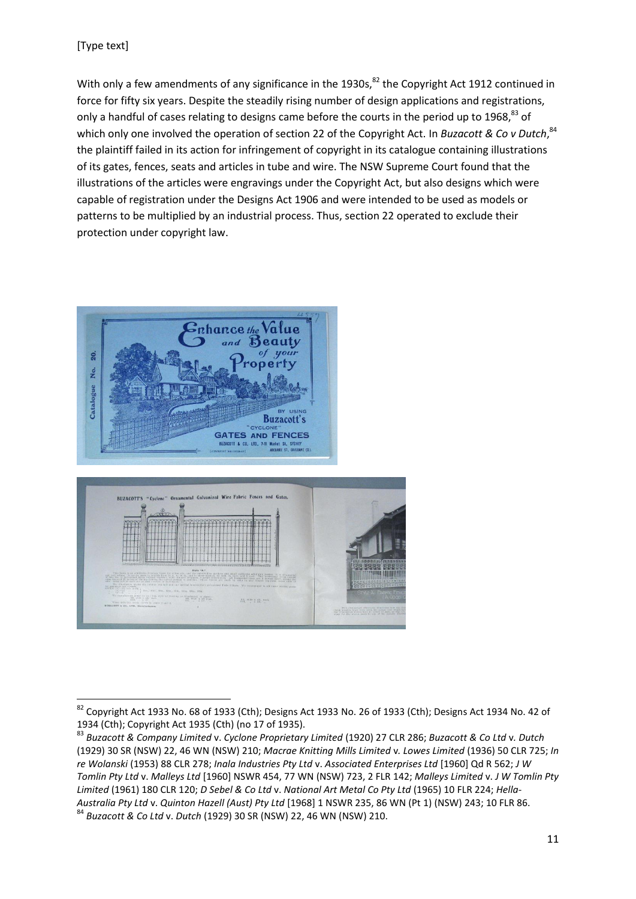With only a few amendments of any significance in the 1930s,[82] the Copyright Act 1912 continued in force for fifty six years. Despite the steadily rising number of design applications and registrations, only a handful of cases relating to designs came before the courts in the period up to 1968,[83] of which only one involved the operation of section 22 of the Copyright Act. In *Buzacott & Co v Dutch*,[84] the plaintiff failed in its action for infringement of copyright in its catalogue containing illustrations of its gates, fences, seats and articles in tube and wire. The NSW Supreme Court found that the illustrations of the articles were engravings under the Copyright Act, but also designs which were capable of registration under the Designs Act 1906 and were intended to be used as models or patterns to be multiplied by an industrial process. Thus, section 22 operated to exclude their protection under copyright law.

---

[82] Copyright Act 1933 No. 68 of 1933 (Cth); Designs Act 1933 No. 26 of 1933 (Cth); Designs Act 1934 No. 42 of 1934 (Cth); Copyright Act 1935 (Cth) (no 17 of 1935).

[83] *Buzacott & Company Limited* v. *Cyclone Proprietary Limited* (1920) 27 CLR 286; *Buzacott & Co Ltd* v. *Dutch* (1929) 30 SR (NSW) 22, 46 WN (NSW) 210; *Macrae Knitting Mills Limited* v. *Lowes Limited* (1936) 50 CLR 725; *In re Wolanski* (1953) 88 CLR 278; *Inala Industries Pty Ltd* v. *Associated Enterprises Ltd* [1960] Qd R 562; *J W Tomlin Pty Ltd* v. *Malleys Ltd* [1960] NSWR 454, 77 WN (NSW) 723, 2 FLR 142; *Malleys Limited* v. *J W Tomlin Pty Limited* (1961) 180 CLR 120; *D Sebel & Co Ltd* v. *National Art Metal Co Pty Ltd* (1965) 10 FLR 224; *Hella-Australia Pty Ltd* v. *Quinton Hazell (Aust) Pty Ltd* [1968] 1 NSWR 235, 86 WN (Pt 1) (NSW) 243; 10 FLR 86.

[84] *Buzacott & Co Ltd* v. *Dutch* (1929) 30 SR (NSW) 22, 46 WN (NSW) 210.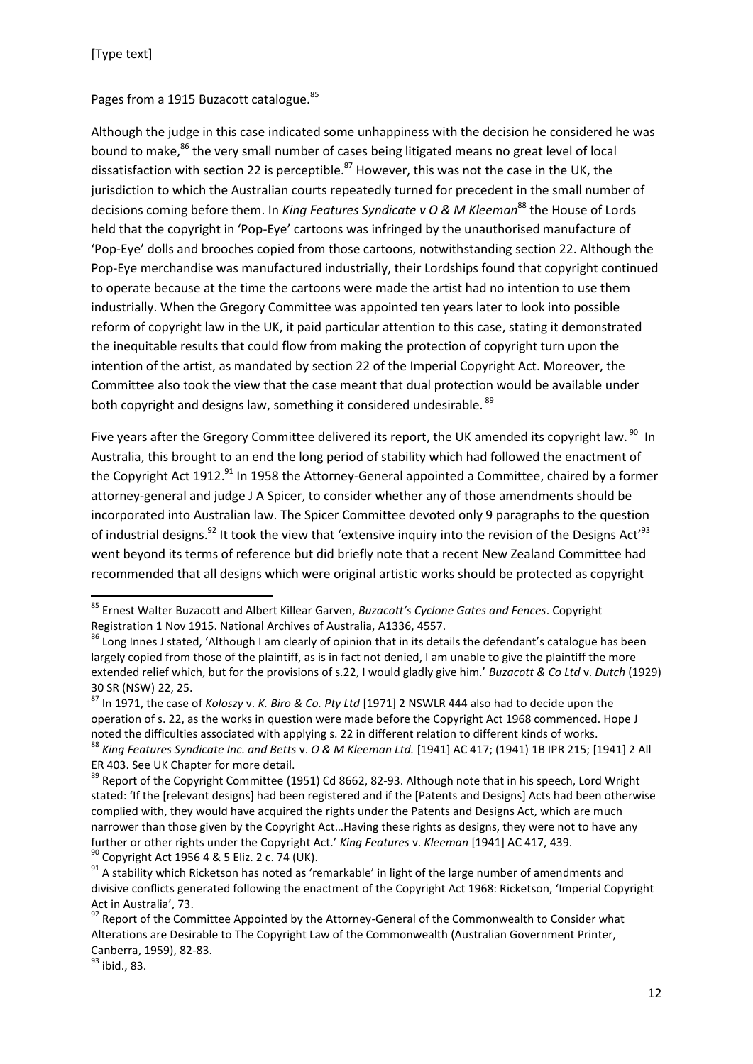Pages from a 1915 Buzacott catalogue.[85]

Although the judge in this case indicated some unhappiness with the decision he considered he was bound to make,[86] the very small number of cases being litigated means no great level of local dissatisfaction with section 22 is perceptible.[87] However, this was not the case in the UK, the jurisdiction to which the Australian courts repeatedly turned for precedent in the small number of decisions coming before them. In *King Features Syndicate v O & M Kleeman*[88] the House of Lords held that the copyright in 'Pop-Eye' cartoons was infringed by the unauthorised manufacture of 'Pop-Eye' dolls and brooches copied from those cartoons, notwithstanding section 22. Although the Pop-Eye merchandise was manufactured industrially, their Lordships found that copyright continued to operate because at the time the cartoons were made the artist had no intention to use them industrially. When the Gregory Committee was appointed ten years later to look into possible reform of copyright law in the UK, it paid particular attention to this case, stating it demonstrated the inequitable results that could flow from making the protection of copyright turn upon the intention of the artist, as mandated by section 22 of the Imperial Copyright Act. Moreover, the Committee also took the view that the case meant that dual protection would be available under both copyright and designs law, something it considered undesirable.[89]

Five years after the Gregory Committee delivered its report, the UK amended its copyright law.[90] In Australia, this brought to an end the long period of stability which had followed the enactment of the Copyright Act 1912.[91] In 1958 the Attorney-General appointed a Committee, chaired by a former attorney-general and judge J A Spicer, to consider whether any of those amendments should be incorporated into Australian law. The Spicer Committee devoted only 9 paragraphs to the question of industrial designs.[92] It took the view that 'extensive inquiry into the revision of the Designs Act'[93] went beyond its terms of reference but did briefly note that a recent New Zealand Committee had recommended that all designs which were original artistic works should be protected as copyright

---

[85] Ernest Walter Buzacott and Albert Killear Garven, *Buzacott's Cyclone Gates and Fences*. Copyright Registration 1 Nov 1915. National Archives of Australia, A1336, 4557.

[86] Long Innes J stated, 'Although I am clearly of opinion that in its details the defendant's catalogue has been largely copied from those of the plaintiff, as is in fact not denied, I am unable to give the plaintiff the more extended relief which, but for the provisions of s.22, I would gladly give him.' *Buzacott & Co Ltd* v. *Dutch* (1929) 30 SR (NSW) 22, 25.

[87] In 1971, the case of *Koloszy* v. *K. Biro & Co. Pty Ltd* [1971] 2 NSWLR 444 also had to decide upon the operation of s. 22, as the works in question were made before the Copyright Act 1968 commenced. Hope J noted the difficulties associated with applying s. 22 in different relation to different kinds of works.

[88] *King Features Syndicate Inc. and Betts* v. *O & M Kleeman Ltd.* [1941] AC 417; (1941) 1B IPR 215; [1941] 2 All ER 403. See UK Chapter for more detail.

[89] Report of the Copyright Committee (1951) Cd 8662, 82-93. Although note that in his speech, Lord Wright stated: 'If the [relevant designs] had been registered and if the [Patents and Designs] Acts had been otherwise complied with, they would have acquired the rights under the Patents and Designs Act, which are much narrower than those given by the Copyright Act…Having these rights as designs, they were not to have any further or other rights under the Copyright Act.' *King Features* v. *Kleeman* [1941] AC 417, 439.

[90] Copyright Act 1956 4 & 5 Eliz. 2 c. 74 (UK).

[91] A stability which Ricketson has noted as 'remarkable' in light of the large number of amendments and divisive conflicts generated following the enactment of the Copyright Act 1968: Ricketson, 'Imperial Copyright Act in Australia', 73.

[92] Report of the Committee Appointed by the Attorney-General of the Commonwealth to Consider what Alterations are Desirable to The Copyright Law of the Commonwealth (Australian Government Printer, Canberra, 1959), 82-83.

[93] ibid., 83.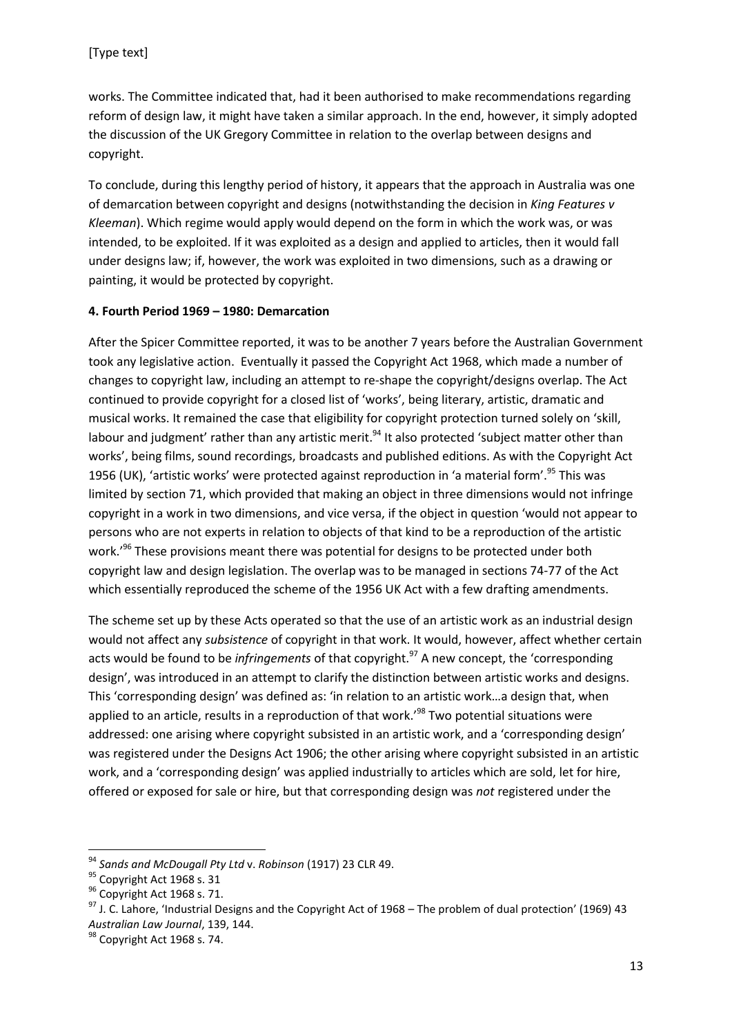works. The Committee indicated that, had it been authorised to make recommendations regarding reform of design law, it might have taken a similar approach. In the end, however, it simply adopted the discussion of the UK Gregory Committee in relation to the overlap between designs and copyright.

To conclude, during this lengthy period of history, it appears that the approach in Australia was one of demarcation between copyright and designs (notwithstanding the decision in *King Features v Kleeman*). Which regime would apply would depend on the form in which the work was, or was intended, to be exploited. If it was exploited as a design and applied to articles, then it would fall under designs law; if, however, the work was exploited in two dimensions, such as a drawing or painting, it would be protected by copyright.

### 4. Fourth Period 1969 – 1980: Demarcation

After the Spicer Committee reported, it was to be another 7 years before the Australian Government took any legislative action. Eventually it passed the Copyright Act 1968, which made a number of changes to copyright law, including an attempt to re-shape the copyright/designs overlap. The Act continued to provide copyright for a closed list of 'works', being literary, artistic, dramatic and musical works. It remained the case that eligibility for copyright protection turned solely on 'skill, labour and judgment' rather than any artistic merit.[94] It also protected 'subject matter other than works', being films, sound recordings, broadcasts and published editions. As with the Copyright Act 1956 (UK), 'artistic works' were protected against reproduction in 'a material form'.[95] This was limited by section 71, which provided that making an object in three dimensions would not infringe copyright in a work in two dimensions, and vice versa, if the object in question 'would not appear to persons who are not experts in relation to objects of that kind to be a reproduction of the artistic work.'[96] These provisions meant there was potential for designs to be protected under both copyright law and design legislation. The overlap was to be managed in sections 74-77 of the Act which essentially reproduced the scheme of the 1956 UK Act with a few drafting amendments.

The scheme set up by these Acts operated so that the use of an artistic work as an industrial design would not affect any *subsistence* of copyright in that work. It would, however, affect whether certain acts would be found to be *infringements* of that copyright.[97] A new concept, the 'corresponding design', was introduced in an attempt to clarify the distinction between artistic works and designs. This 'corresponding design' was defined as: 'in relation to an artistic work…a design that, when applied to an article, results in a reproduction of that work.'[98] Two potential situations were addressed: one arising where copyright subsisted in an artistic work, and a 'corresponding design' was registered under the Designs Act 1906; the other arising where copyright subsisted in an artistic work, and a 'corresponding design' was applied industrially to articles which are sold, let for hire, offered or exposed for sale or hire, but that corresponding design was *not* registered under the

---

[94] *Sands and McDougall Pty Ltd* v. *Robinson* (1917) 23 CLR 49.

[95] Copyright Act 1968 s. 31

[96] Copyright Act 1968 s. 71.

[97] J. C. Lahore, 'Industrial Designs and the Copyright Act of 1968 – The problem of dual protection' (1969) 43 *Australian Law Journal*, 139, 144.

[98] Copyright Act 1968 s. 74.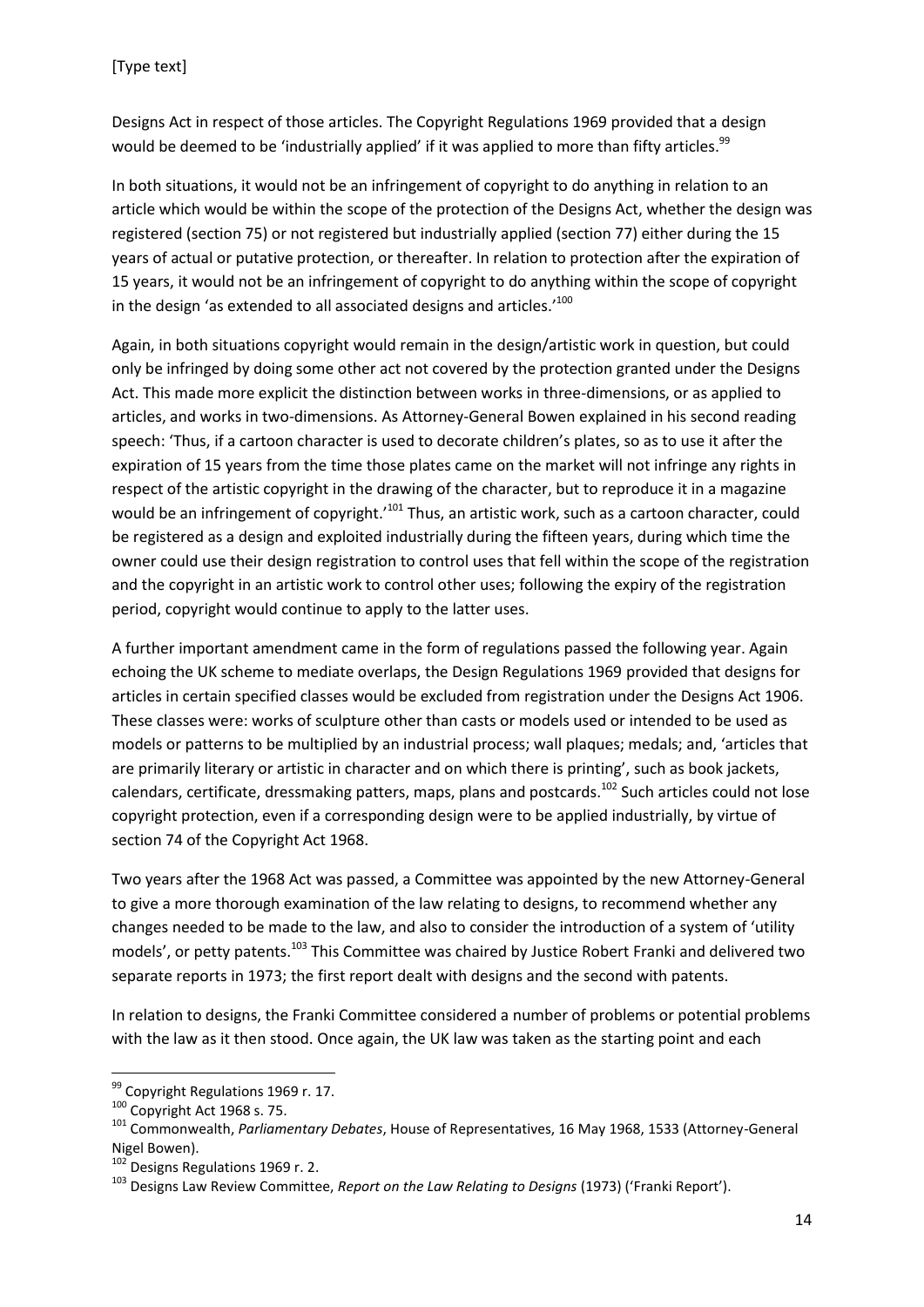Designs Act in respect of those articles. The Copyright Regulations 1969 provided that a design would be deemed to be 'industrially applied' if it was applied to more than fifty articles.[99]

In both situations, it would not be an infringement of copyright to do anything in relation to an article which would be within the scope of the protection of the Designs Act, whether the design was registered (section 75) or not registered but industrially applied (section 77) either during the 15 years of actual or putative protection, or thereafter. In relation to protection after the expiration of 15 years, it would not be an infringement of copyright to do anything within the scope of copyright in the design 'as extended to all associated designs and articles.'[100]

Again, in both situations copyright would remain in the design/artistic work in question, but could only be infringed by doing some other act not covered by the protection granted under the Designs Act. This made more explicit the distinction between works in three-dimensions, or as applied to articles, and works in two-dimensions. As Attorney-General Bowen explained in his second reading speech: 'Thus, if a cartoon character is used to decorate children's plates, so as to use it after the expiration of 15 years from the time those plates came on the market will not infringe any rights in respect of the artistic copyright in the drawing of the character, but to reproduce it in a magazine would be an infringement of copyright.'[101] Thus, an artistic work, such as a cartoon character, could be registered as a design and exploited industrially during the fifteen years, during which time the owner could use their design registration to control uses that fell within the scope of the registration and the copyright in an artistic work to control other uses; following the expiry of the registration period, copyright would continue to apply to the latter uses.

A further important amendment came in the form of regulations passed the following year. Again echoing the UK scheme to mediate overlaps, the Design Regulations 1969 provided that designs for articles in certain specified classes would be excluded from registration under the Designs Act 1906. These classes were: works of sculpture other than casts or models used or intended to be used as models or patterns to be multiplied by an industrial process; wall plaques; medals; and, 'articles that are primarily literary or artistic in character and on which there is printing', such as book jackets, calendars, certificate, dressmaking patters, maps, plans and postcards.[102] Such articles could not lose copyright protection, even if a corresponding design were to be applied industrially, by virtue of section 74 of the Copyright Act 1968.

Two years after the 1968 Act was passed, a Committee was appointed by the new Attorney-General to give a more thorough examination of the law relating to designs, to recommend whether any changes needed to be made to the law, and also to consider the introduction of a system of 'utility models', or petty patents.[103] This Committee was chaired by Justice Robert Franki and delivered two separate reports in 1973; the first report dealt with designs and the second with patents.

In relation to designs, the Franki Committee considered a number of problems or potential problems with the law as it then stood. Once again, the UK law was taken as the starting point and each

---

[99] Copyright Regulations 1969 r. 17.

[100] Copyright Act 1968 s. 75.

[101] Commonwealth, *Parliamentary Debates*, House of Representatives, 16 May 1968, 1533 (Attorney-General Nigel Bowen).

[102] Designs Regulations 1969 r. 2.

[103] Designs Law Review Committee, *Report on the Law Relating to Designs* (1973) ('Franki Report').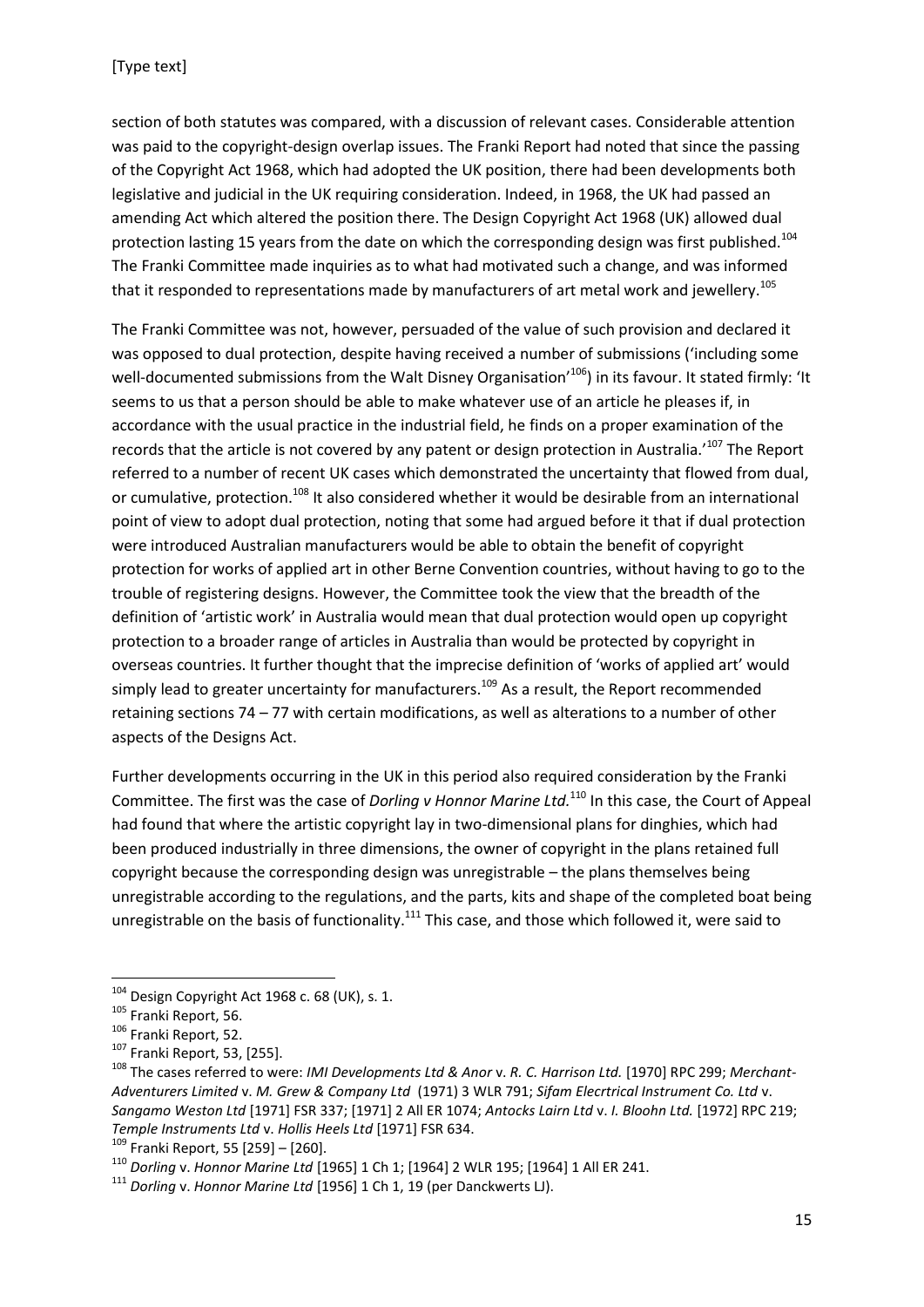section of both statutes was compared, with a discussion of relevant cases. Considerable attention was paid to the copyright-design overlap issues. The Franki Report had noted that since the passing of the Copyright Act 1968, which had adopted the UK position, there had been developments both legislative and judicial in the UK requiring consideration. Indeed, in 1968, the UK had passed an amending Act which altered the position there. The Design Copyright Act 1968 (UK) allowed dual protection lasting 15 years from the date on which the corresponding design was first published.[104] The Franki Committee made inquiries as to what had motivated such a change, and was informed that it responded to representations made by manufacturers of art metal work and jewellery.[105]

The Franki Committee was not, however, persuaded of the value of such provision and declared it was opposed to dual protection, despite having received a number of submissions ('including some well-documented submissions from the Walt Disney Organisation'[106]) in its favour. It stated firmly: 'It seems to us that a person should be able to make whatever use of an article he pleases if, in accordance with the usual practice in the industrial field, he finds on a proper examination of the records that the article is not covered by any patent or design protection in Australia.'[107] The Report referred to a number of recent UK cases which demonstrated the uncertainty that flowed from dual, or cumulative, protection.[108] It also considered whether it would be desirable from an international point of view to adopt dual protection, noting that some had argued before it that if dual protection were introduced Australian manufacturers would be able to obtain the benefit of copyright protection for works of applied art in other Berne Convention countries, without having to go to the trouble of registering designs. However, the Committee took the view that the breadth of the definition of 'artistic work' in Australia would mean that dual protection would open up copyright protection to a broader range of articles in Australia than would be protected by copyright in overseas countries. It further thought that the imprecise definition of 'works of applied art' would simply lead to greater uncertainty for manufacturers.[109] As a result, the Report recommended retaining sections 74 – 77 with certain modifications, as well as alterations to a number of other aspects of the Designs Act.

Further developments occurring in the UK in this period also required consideration by the Franki Committee. The first was the case of *Dorling v Honnor Marine Ltd*.[110] In this case, the Court of Appeal had found that where the artistic copyright lay in two-dimensional plans for dinghies, which had been produced industrially in three dimensions, the owner of copyright in the plans retained full copyright because the corresponding design was unregistrable – the plans themselves being unregistrable according to the regulations, and the parts, kits and shape of the completed boat being unregistrable on the basis of functionality.[111] This case, and those which followed it, were said to

---

[104] Design Copyright Act 1968 c. 68 (UK), s. 1.

[105] Franki Report, 56.

[106] Franki Report, 52.

[107] Franki Report, 53, [255].

[108] The cases referred to were: *IMI Developments Ltd & Anor* v. *R. C. Harrison Ltd.* [1970] RPC 299; *Merchant-Adventurers Limited* v. *M. Grew & Company Ltd* (1971) 3 WLR 791; *Sifam Elecrtrical Instrument Co. Ltd* v. *Sangamo Weston Ltd* [1971] FSR 337; [1971] 2 All ER 1074; *Antocks Lairn Ltd* v. *I. Bloohn Ltd.* [1972] RPC 219; *Temple Instruments Ltd* v. *Hollis Heels Ltd* [1971] FSR 634.

[109] Franki Report, 55 [259] – [260].

[110] *Dorling* v. *Honnor Marine Ltd* [1965] 1 Ch 1; [1964] 2 WLR 195; [1964] 1 All ER 241.

[111] *Dorling* v. *Honnor Marine Ltd* [1956] 1 Ch 1, 19 (per Danckwerts LJ).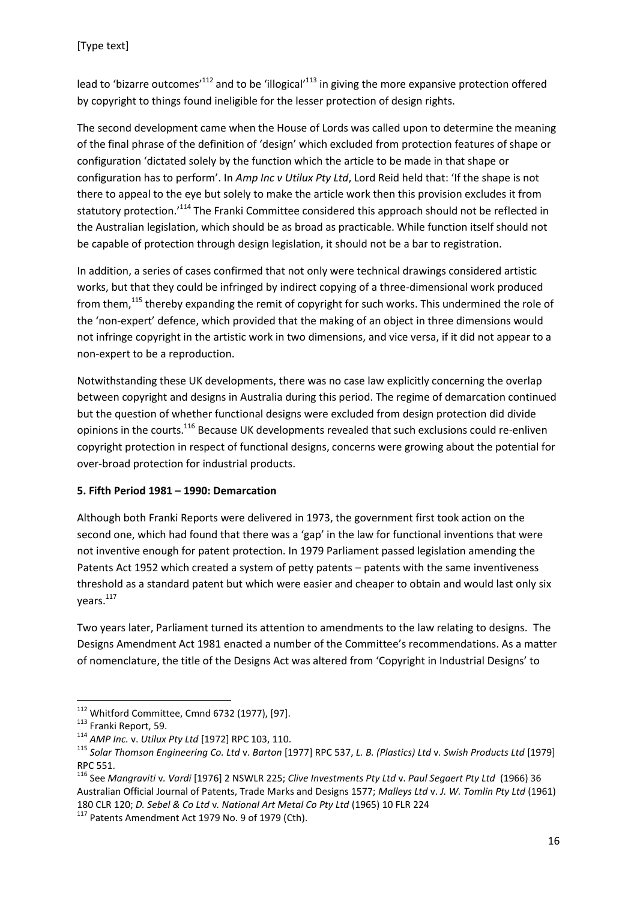lead to 'bizarre outcomes'[112] and to be 'illogical'[113] in giving the more expansive protection offered by copyright to things found ineligible for the lesser protection of design rights.

The second development came when the House of Lords was called upon to determine the meaning of the final phrase of the definition of 'design' which excluded from protection features of shape or configuration 'dictated solely by the function which the article to be made in that shape or configuration has to perform'. In *Amp Inc v Utilux Pty Ltd*, Lord Reid held that: 'If the shape is not there to appeal to the eye but solely to make the article work then this provision excludes it from statutory protection.'[114] The Franki Committee considered this approach should not be reflected in the Australian legislation, which should be as broad as practicable. While function itself should not be capable of protection through design legislation, it should not be a bar to registration.

In addition, a series of cases confirmed that not only were technical drawings considered artistic works, but that they could be infringed by indirect copying of a three-dimensional work produced from them,[115] thereby expanding the remit of copyright for such works. This undermined the role of the 'non-expert' defence, which provided that the making of an object in three dimensions would not infringe copyright in the artistic work in two dimensions, and vice versa, if it did not appear to a non-expert to be a reproduction.

Notwithstanding these UK developments, there was no case law explicitly concerning the overlap between copyright and designs in Australia during this period. The regime of demarcation continued but the question of whether functional designs were excluded from design protection did divide opinions in the courts.[116] Because UK developments revealed that such exclusions could re-enliven copyright protection in respect of functional designs, concerns were growing about the potential for over-broad protection for industrial products.

### 5. Fifth Period 1981 – 1990: Demarcation

Although both Franki Reports were delivered in 1973, the government first took action on the second one, which had found that there was a 'gap' in the law for functional inventions that were not inventive enough for patent protection. In 1979 Parliament passed legislation amending the Patents Act 1952 which created a system of petty patents – patents with the same inventiveness threshold as a standard patent but which were easier and cheaper to obtain and would last only six years.[117]

Two years later, Parliament turned its attention to amendments to the law relating to designs. The Designs Amendment Act 1981 enacted a number of the Committee's recommendations. As a matter of nomenclature, the title of the Designs Act was altered from 'Copyright in Industrial Designs' to

---

[112] Whitford Committee, Cmnd 6732 (1977), [97].

[113] Franki Report, 59.

[114] *AMP Inc.* v. *Utilux Pty Ltd* [1972] RPC 103, 110.

[115] *Solar Thomson Engineering Co. Ltd* v. *Barton* [1977] RPC 537, *L. B. (Plastics) Ltd* v. *Swish Products Ltd* [1979] RPC 551.

[116] See *Mangraviti* v*. Vardi* [1976] 2 NSWLR 225; *Clive Investments Pty Ltd* v. *Paul Segaert Pty Ltd* (1966) 36 Australian Official Journal of Patents, Trade Marks and Designs 1577; *Malleys Ltd* v. *J. W. Tomlin Pty Ltd* (1961) 180 CLR 120; *D. Sebel & Co Ltd* v*. National Art Metal Co Pty Ltd* (1965) 10 FLR 224

[117] Patents Amendment Act 1979 No. 9 of 1979 (Cth).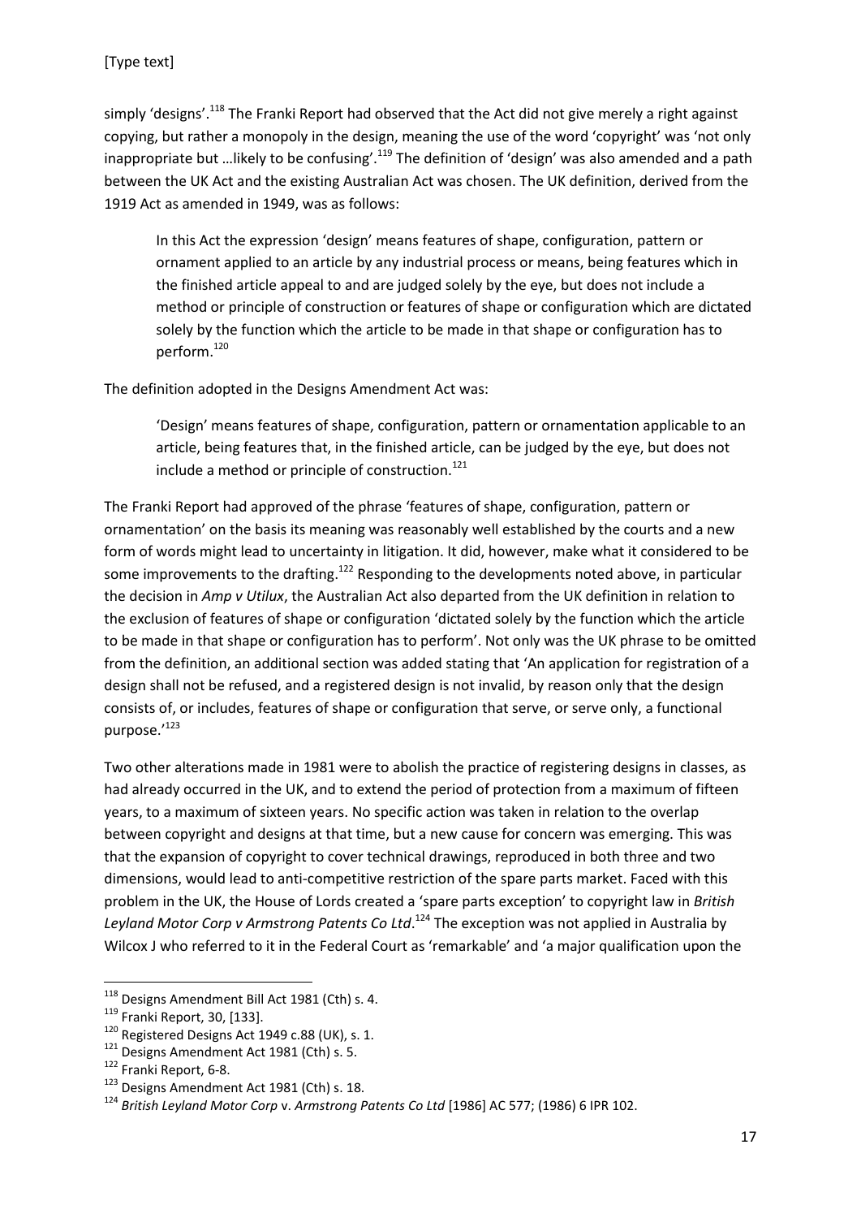simply 'designs'.[118] The Franki Report had observed that the Act did not give merely a right against copying, but rather a monopoly in the design, meaning the use of the word 'copyright' was 'not only inappropriate but …likely to be confusing'.[119] The definition of 'design' was also amended and a path between the UK Act and the existing Australian Act was chosen. The UK definition, derived from the 1919 Act as amended in 1949, was as follows:

> In this Act the expression 'design' means features of shape, configuration, pattern or ornament applied to an article by any industrial process or means, being features which in the finished article appeal to and are judged solely by the eye, but does not include a method or principle of construction or features of shape or configuration which are dictated solely by the function which the article to be made in that shape or configuration has to perform.[120]

The definition adopted in the Designs Amendment Act was:

> 'Design' means features of shape, configuration, pattern or ornamentation applicable to an article, being features that, in the finished article, can be judged by the eye, but does not include a method or principle of construction.[121]

The Franki Report had approved of the phrase 'features of shape, configuration, pattern or ornamentation' on the basis its meaning was reasonably well established by the courts and a new form of words might lead to uncertainty in litigation. It did, however, make what it considered to be some improvements to the drafting.[122] Responding to the developments noted above, in particular the decision in *Amp v Utilux*, the Australian Act also departed from the UK definition in relation to the exclusion of features of shape or configuration 'dictated solely by the function which the article to be made in that shape or configuration has to perform'. Not only was the UK phrase to be omitted from the definition, an additional section was added stating that 'An application for registration of a design shall not be refused, and a registered design is not invalid, by reason only that the design consists of, or includes, features of shape or configuration that serve, or serve only, a functional purpose.'[123]

Two other alterations made in 1981 were to abolish the practice of registering designs in classes, as had already occurred in the UK, and to extend the period of protection from a maximum of fifteen years, to a maximum of sixteen years. No specific action was taken in relation to the overlap between copyright and designs at that time, but a new cause for concern was emerging. This was that the expansion of copyright to cover technical drawings, reproduced in both three and two dimensions, would lead to anti-competitive restriction of the spare parts market. Faced with this problem in the UK, the House of Lords created a 'spare parts exception' to copyright law in *British Leyland Motor Corp v Armstrong Patents Co Ltd*.[124] The exception was not applied in Australia by Wilcox J who referred to it in the Federal Court as 'remarkable' and 'a major qualification upon the

---

[118] Designs Amendment Bill Act 1981 (Cth) s. 4.

[119] Franki Report, 30, [133].

[120] Registered Designs Act 1949 c.88 (UK), s. 1.

[121] Designs Amendment Act 1981 (Cth) s. 5.

[122] Franki Report, 6-8.

[123] Designs Amendment Act 1981 (Cth) s. 18.

[124] *British Leyland Motor Corp* v. *Armstrong Patents Co Ltd* [1986] AC 577; (1986) 6 IPR 102.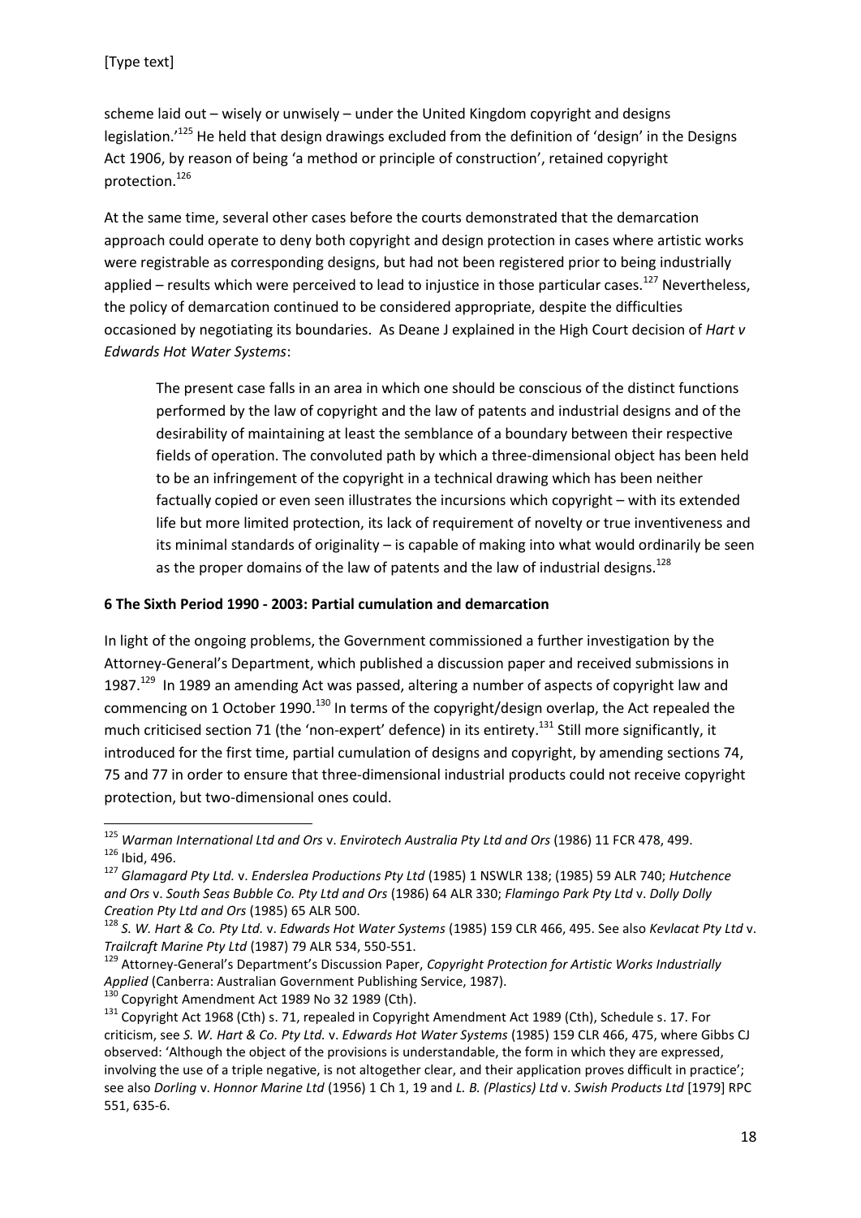scheme laid out – wisely or unwisely – under the United Kingdom copyright and designs legislation.'[125] He held that design drawings excluded from the definition of 'design' in the Designs Act 1906, by reason of being 'a method or principle of construction', retained copyright protection.[126]

At the same time, several other cases before the courts demonstrated that the demarcation approach could operate to deny both copyright and design protection in cases where artistic works were registrable as corresponding designs, but had not been registered prior to being industrially applied – results which were perceived to lead to injustice in those particular cases.[127] Nevertheless, the policy of demarcation continued to be considered appropriate, despite the difficulties occasioned by negotiating its boundaries. As Deane J explained in the High Court decision of *Hart v Edwards Hot Water Systems*:

> The present case falls in an area in which one should be conscious of the distinct functions performed by the law of copyright and the law of patents and industrial designs and of the desirability of maintaining at least the semblance of a boundary between their respective fields of operation. The convoluted path by which a three-dimensional object has been held to be an infringement of the copyright in a technical drawing which has been neither factually copied or even seen illustrates the incursions which copyright – with its extended life but more limited protection, its lack of requirement of novelty or true inventiveness and its minimal standards of originality – is capable of making into what would ordinarily be seen as the proper domains of the law of patents and the law of industrial designs.[128]

**6 The Sixth Period 1990 - 2003: Partial cumulation and demarcation**

In light of the ongoing problems, the Government commissioned a further investigation by the Attorney-General's Department, which published a discussion paper and received submissions in 1987.[129] In 1989 an amending Act was passed, altering a number of aspects of copyright law and commencing on 1 October 1990.[130] In terms of the copyright/design overlap, the Act repealed the much criticised section 71 (the 'non-expert' defence) in its entirety.[131] Still more significantly, it introduced for the first time, partial cumulation of designs and copyright, by amending sections 74, 75 and 77 in order to ensure that three-dimensional industrial products could not receive copyright protection, but two-dimensional ones could.

---

[125] *Warman International Ltd and Ors* v. *Envirotech Australia Pty Ltd and Ors* (1986) 11 FCR 478, 499.

[126] Ibid, 496.

[127] *Glamagard Pty Ltd.* v. *Enderslea Productions Pty Ltd* (1985) 1 NSWLR 138; (1985) 59 ALR 740; *Hutchence and Ors* v. *South Seas Bubble Co. Pty Ltd and Ors* (1986) 64 ALR 330; *Flamingo Park Pty Ltd* v. *Dolly Dolly Creation Pty Ltd and Ors* (1985) 65 ALR 500.

[128] *S. W. Hart & Co. Pty Ltd.* v. *Edwards Hot Water Systems* (1985) 159 CLR 466, 495. See also *Kevlacat Pty Ltd* v. *Trailcraft Marine Pty Ltd* (1987) 79 ALR 534, 550-551.

[129] Attorney-General's Department's Discussion Paper, *Copyright Protection for Artistic Works Industrially Applied* (Canberra: Australian Government Publishing Service, 1987).

[130] Copyright Amendment Act 1989 No 32 1989 (Cth).

[131] Copyright Act 1968 (Cth) s. 71, repealed in Copyright Amendment Act 1989 (Cth), Schedule s. 17. For criticism, see *S. W. Hart & Co. Pty Ltd.* v. *Edwards Hot Water Systems* (1985) 159 CLR 466, 475, where Gibbs CJ observed: 'Although the object of the provisions is understandable, the form in which they are expressed, involving the use of a triple negative, is not altogether clear, and their application proves difficult in practice'; see also *Dorling* v. *Honnor Marine Ltd* (1956) 1 Ch 1, 19 and *L. B. (Plastics) Ltd* v. *Swish Products Ltd* [1979] RPC 551, 635-6.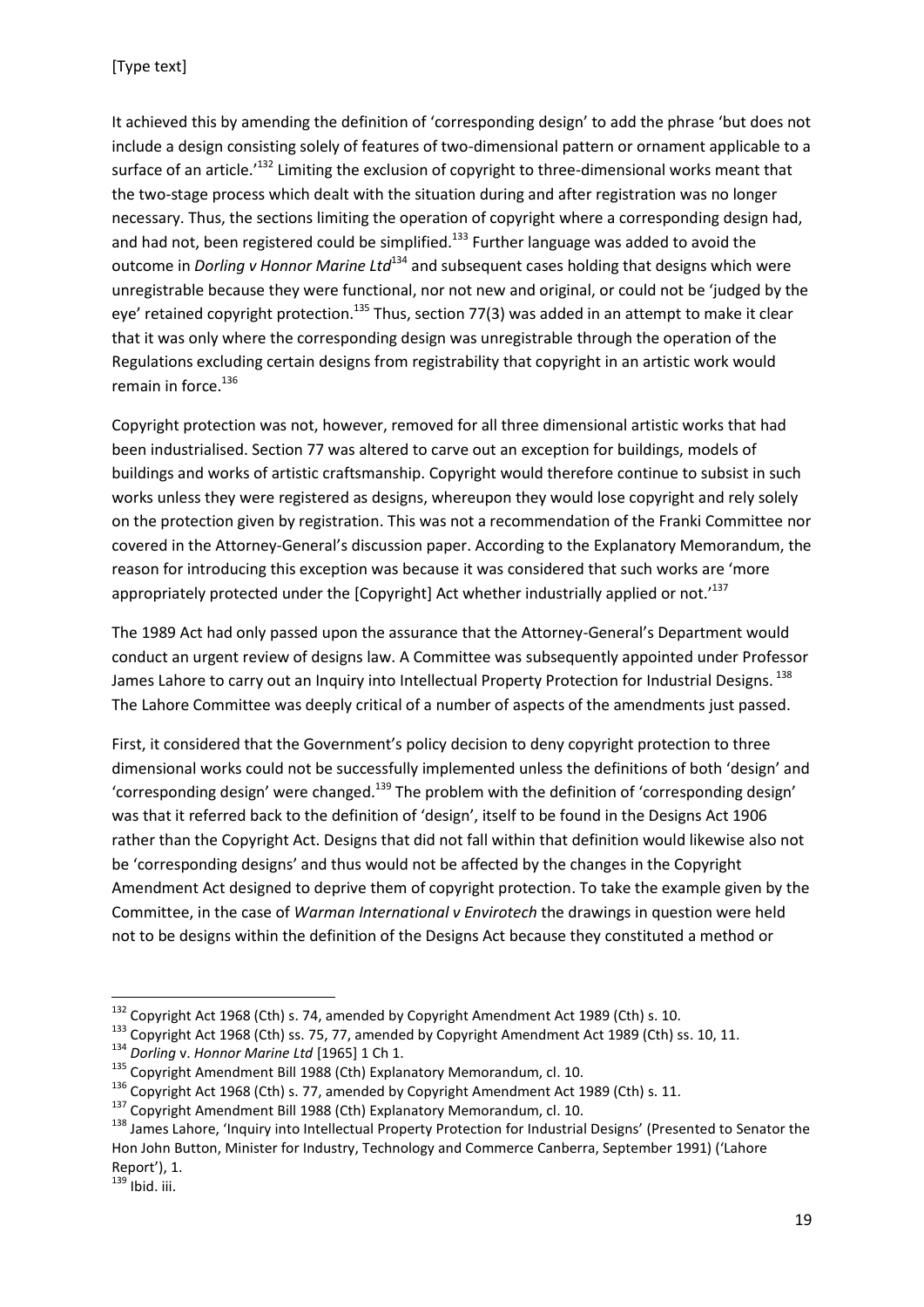It achieved this by amending the definition of 'corresponding design' to add the phrase 'but does not include a design consisting solely of features of two-dimensional pattern or ornament applicable to a surface of an article.'[132] Limiting the exclusion of copyright to three-dimensional works meant that the two-stage process which dealt with the situation during and after registration was no longer necessary. Thus, the sections limiting the operation of copyright where a corresponding design had, and had not, been registered could be simplified.[133] Further language was added to avoid the outcome in *Dorling v Honnor Marine Ltd*[134] and subsequent cases holding that designs which were unregistrable because they were functional, nor not new and original, or could not be 'judged by the eye' retained copyright protection.[135] Thus, section 77(3) was added in an attempt to make it clear that it was only where the corresponding design was unregistrable through the operation of the Regulations excluding certain designs from registrability that copyright in an artistic work would remain in force.[136]

Copyright protection was not, however, removed for all three dimensional artistic works that had been industrialised. Section 77 was altered to carve out an exception for buildings, models of buildings and works of artistic craftsmanship. Copyright would therefore continue to subsist in such works unless they were registered as designs, whereupon they would lose copyright and rely solely on the protection given by registration. This was not a recommendation of the Franki Committee nor covered in the Attorney-General's discussion paper. According to the Explanatory Memorandum, the reason for introducing this exception was because it was considered that such works are 'more appropriately protected under the [Copyright] Act whether industrially applied or not.'[137]

The 1989 Act had only passed upon the assurance that the Attorney-General's Department would conduct an urgent review of designs law. A Committee was subsequently appointed under Professor James Lahore to carry out an Inquiry into Intellectual Property Protection for Industrial Designs.[138] The Lahore Committee was deeply critical of a number of aspects of the amendments just passed.

First, it considered that the Government's policy decision to deny copyright protection to three dimensional works could not be successfully implemented unless the definitions of both 'design' and 'corresponding design' were changed.[139] The problem with the definition of 'corresponding design' was that it referred back to the definition of 'design', itself to be found in the Designs Act 1906 rather than the Copyright Act. Designs that did not fall within that definition would likewise also not be 'corresponding designs' and thus would not be affected by the changes in the Copyright Amendment Act designed to deprive them of copyright protection. To take the example given by the Committee, in the case of *Warman International v Envirotech* the drawings in question were held not to be designs within the definition of the Designs Act because they constituted a method or

---

[132] Copyright Act 1968 (Cth) s. 74, amended by Copyright Amendment Act 1989 (Cth) s. 10.

[133] Copyright Act 1968 (Cth) ss. 75, 77, amended by Copyright Amendment Act 1989 (Cth) ss. 10, 11.

[134] *Dorling* v. *Honnor Marine Ltd* [1965] 1 Ch 1.

[135] Copyright Amendment Bill 1988 (Cth) Explanatory Memorandum, cl. 10.

[136] Copyright Act 1968 (Cth) s. 77, amended by Copyright Amendment Act 1989 (Cth) s. 11.

[137] Copyright Amendment Bill 1988 (Cth) Explanatory Memorandum, cl. 10.

[138] James Lahore, 'Inquiry into Intellectual Property Protection for Industrial Designs' (Presented to Senator the Hon John Button, Minister for Industry, Technology and Commerce Canberra, September 1991) ('Lahore Report'), 1.

[139] Ibid. iii.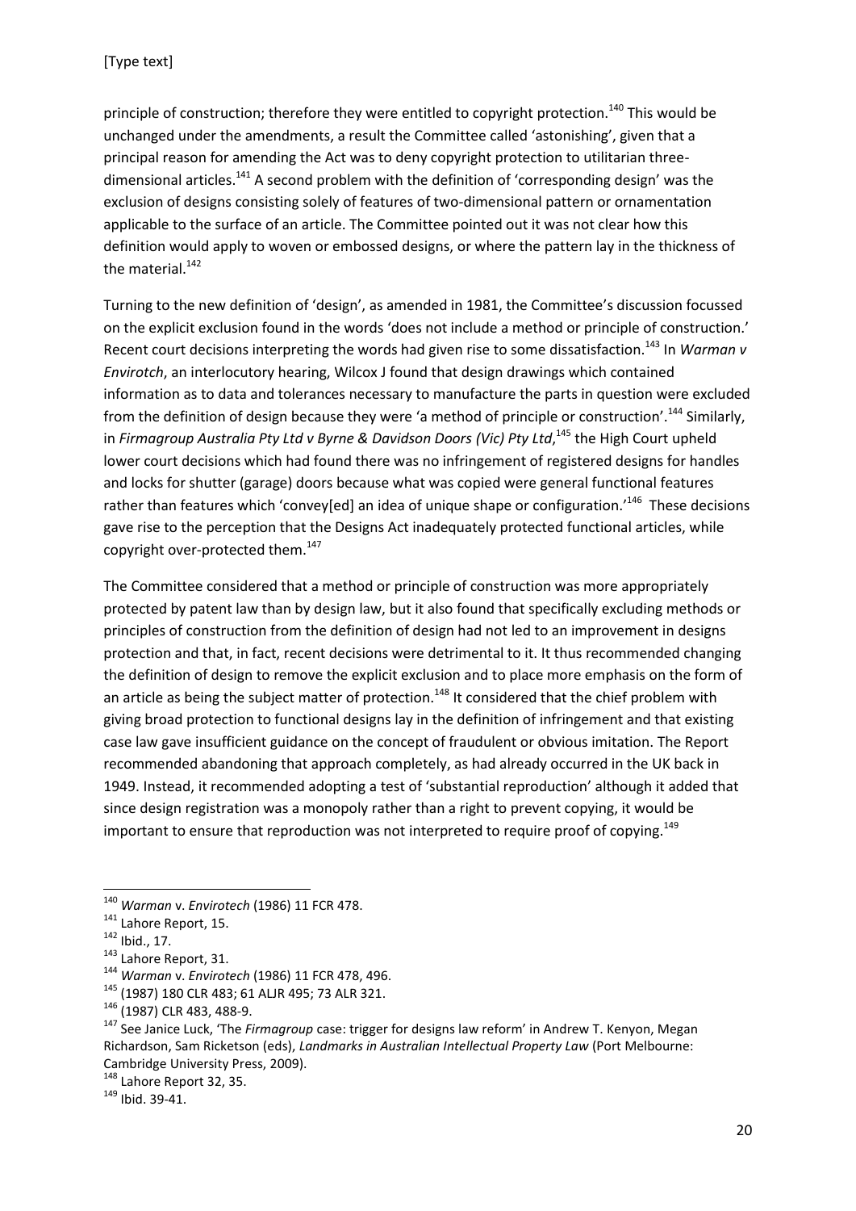principle of construction; therefore they were entitled to copyright protection.[140] This would be unchanged under the amendments, a result the Committee called 'astonishing', given that a principal reason for amending the Act was to deny copyright protection to utilitarian three-dimensional articles.[141] A second problem with the definition of 'corresponding design' was the exclusion of designs consisting solely of features of two-dimensional pattern or ornamentation applicable to the surface of an article. The Committee pointed out it was not clear how this definition would apply to woven or embossed designs, or where the pattern lay in the thickness of the material.[142]

Turning to the new definition of 'design', as amended in 1981, the Committee's discussion focussed on the explicit exclusion found in the words 'does not include a method or principle of construction.' Recent court decisions interpreting the words had given rise to some dissatisfaction.[143] In *Warman v Envirotch*, an interlocutory hearing, Wilcox J found that design drawings which contained information as to data and tolerances necessary to manufacture the parts in question were excluded from the definition of design because they were 'a method of principle or construction'.[144] Similarly, in *Firmagroup Australia Pty Ltd v Byrne & Davidson Doors (Vic) Pty Ltd*,[145] the High Court upheld lower court decisions which had found there was no infringement of registered designs for handles and locks for shutter (garage) doors because what was copied were general functional features rather than features which 'convey[ed] an idea of unique shape or configuration.'[146] These decisions gave rise to the perception that the Designs Act inadequately protected functional articles, while copyright over-protected them.[147]

The Committee considered that a method or principle of construction was more appropriately protected by patent law than by design law, but it also found that specifically excluding methods or principles of construction from the definition of design had not led to an improvement in designs protection and that, in fact, recent decisions were detrimental to it. It thus recommended changing the definition of design to remove the explicit exclusion and to place more emphasis on the form of an article as being the subject matter of protection.[148] It considered that the chief problem with giving broad protection to functional designs lay in the definition of infringement and that existing case law gave insufficient guidance on the concept of fraudulent or obvious imitation. The Report recommended abandoning that approach completely, as had already occurred in the UK back in 1949. Instead, it recommended adopting a test of 'substantial reproduction' although it added that since design registration was a monopoly rather than a right to prevent copying, it would be important to ensure that reproduction was not interpreted to require proof of copying.[149]

---

[140] *Warman* v. *Envirotech* (1986) 11 FCR 478.

[141] Lahore Report, 15.

[142] Ibid., 17.

[143] Lahore Report, 31.

[144] *Warman* v. *Envirotech* (1986) 11 FCR 478, 496.

[145] (1987) 180 CLR 483; 61 ALJR 495; 73 ALR 321.

[146] (1987) CLR 483, 488-9.

[147] See Janice Luck, 'The *Firmagroup* case: trigger for designs law reform' in Andrew T. Kenyon, Megan Richardson, Sam Ricketson (eds), *Landmarks in Australian Intellectual Property Law* (Port Melbourne: Cambridge University Press, 2009).

[148] Lahore Report 32, 35.

[149] Ibid. 39-41.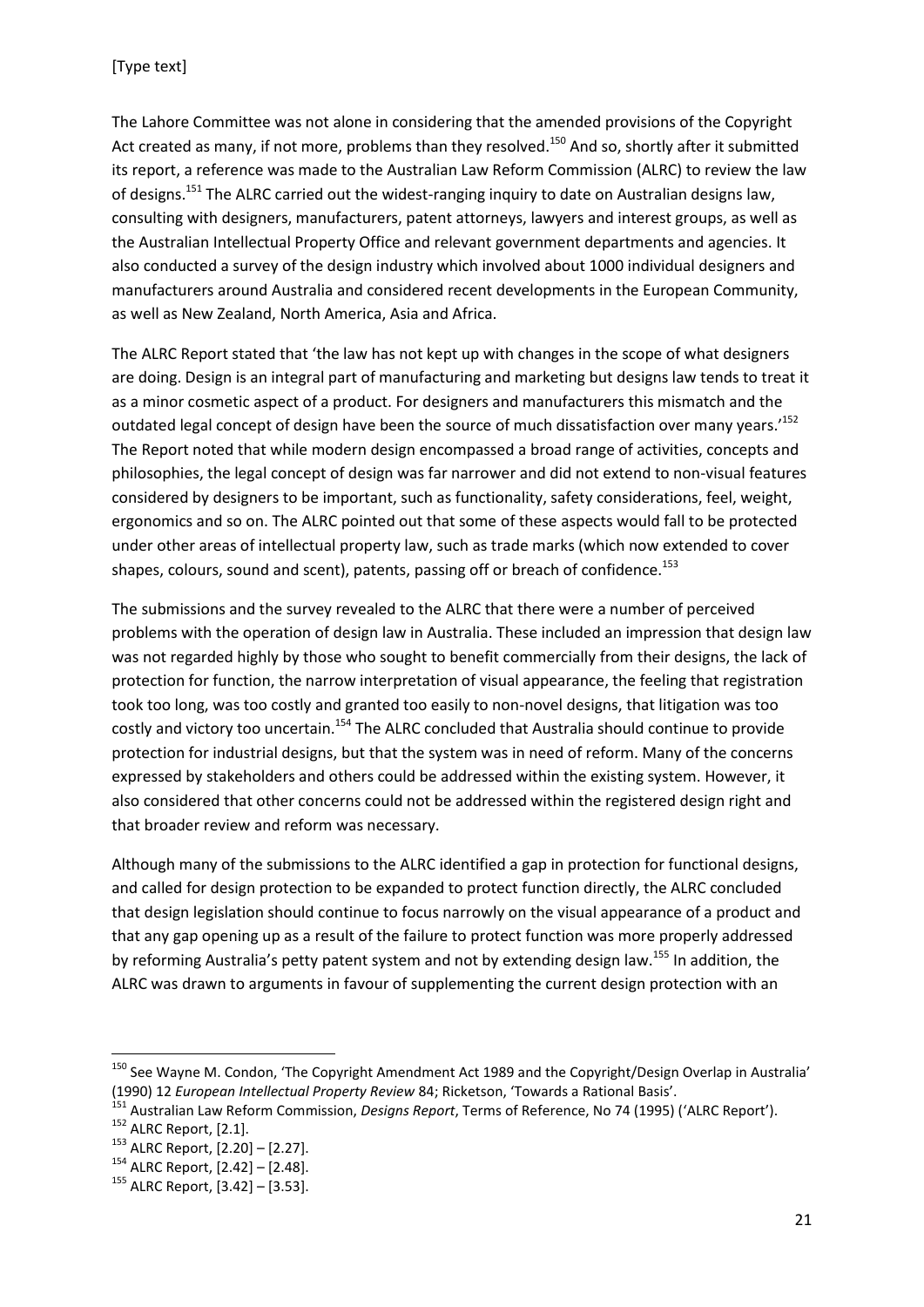The Lahore Committee was not alone in considering that the amended provisions of the Copyright Act created as many, if not more, problems than they resolved.[150] And so, shortly after it submitted its report, a reference was made to the Australian Law Reform Commission (ALRC) to review the law of designs.[151] The ALRC carried out the widest-ranging inquiry to date on Australian designs law, consulting with designers, manufacturers, patent attorneys, lawyers and interest groups, as well as the Australian Intellectual Property Office and relevant government departments and agencies. It also conducted a survey of the design industry which involved about 1000 individual designers and manufacturers around Australia and considered recent developments in the European Community, as well as New Zealand, North America, Asia and Africa.

The ALRC Report stated that 'the law has not kept up with changes in the scope of what designers are doing. Design is an integral part of manufacturing and marketing but designs law tends to treat it as a minor cosmetic aspect of a product. For designers and manufacturers this mismatch and the outdated legal concept of design have been the source of much dissatisfaction over many years.'[152] The Report noted that while modern design encompassed a broad range of activities, concepts and philosophies, the legal concept of design was far narrower and did not extend to non-visual features considered by designers to be important, such as functionality, safety considerations, feel, weight, ergonomics and so on. The ALRC pointed out that some of these aspects would fall to be protected under other areas of intellectual property law, such as trade marks (which now extended to cover shapes, colours, sound and scent), patents, passing off or breach of confidence.[153]

The submissions and the survey revealed to the ALRC that there were a number of perceived problems with the operation of design law in Australia. These included an impression that design law was not regarded highly by those who sought to benefit commercially from their designs, the lack of protection for function, the narrow interpretation of visual appearance, the feeling that registration took too long, was too costly and granted too easily to non-novel designs, that litigation was too costly and victory too uncertain.[154] The ALRC concluded that Australia should continue to provide protection for industrial designs, but that the system was in need of reform. Many of the concerns expressed by stakeholders and others could be addressed within the existing system. However, it also considered that other concerns could not be addressed within the registered design right and that broader review and reform was necessary.

Although many of the submissions to the ALRC identified a gap in protection for functional designs, and called for design protection to be expanded to protect function directly, the ALRC concluded that design legislation should continue to focus narrowly on the visual appearance of a product and that any gap opening up as a result of the failure to protect function was more properly addressed by reforming Australia's petty patent system and not by extending design law.[155] In addition, the ALRC was drawn to arguments in favour of supplementing the current design protection with an

---

[150] See Wayne M. Condon, 'The Copyright Amendment Act 1989 and the Copyright/Design Overlap in Australia' (1990) 12 *European Intellectual Property Review* 84; Ricketson, 'Towards a Rational Basis'.

[151] Australian Law Reform Commission, *Designs Report*, Terms of Reference, No 74 (1995) ('ALRC Report').

[152] ALRC Report, [2.1].

[153] ALRC Report, [2.20] – [2.27].

[154] ALRC Report, [2.42] – [2.48].

[155] ALRC Report, [3.42] – [3.53].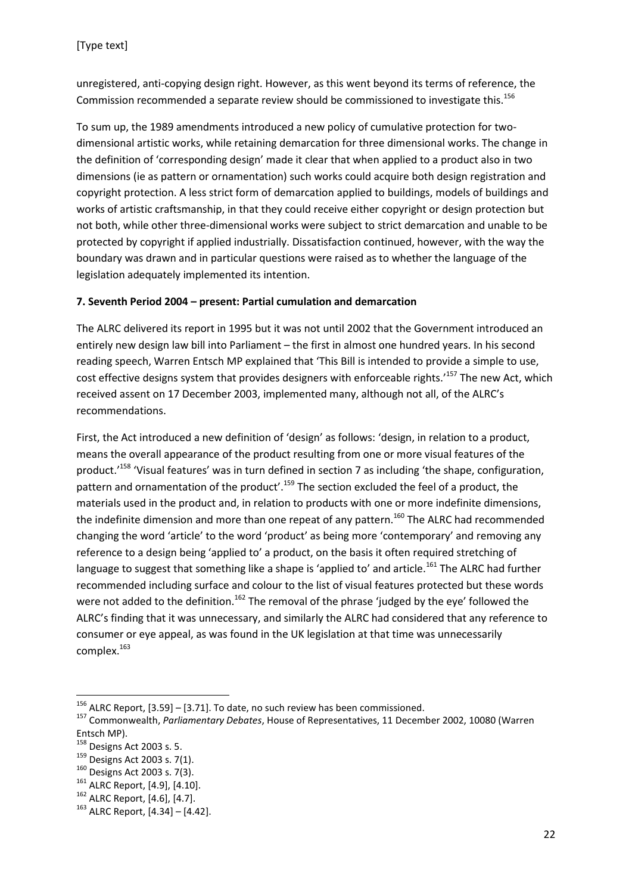unregistered, anti-copying design right. However, as this went beyond its terms of reference, the Commission recommended a separate review should be commissioned to investigate this.[156]

To sum up, the 1989 amendments introduced a new policy of cumulative protection for two-dimensional artistic works, while retaining demarcation for three dimensional works. The change in the definition of 'corresponding design' made it clear that when applied to a product also in two dimensions (ie as pattern or ornamentation) such works could acquire both design registration and copyright protection. A less strict form of demarcation applied to buildings, models of buildings and works of artistic craftsmanship, in that they could receive either copyright or design protection but not both, while other three-dimensional works were subject to strict demarcation and unable to be protected by copyright if applied industrially. Dissatisfaction continued, however, with the way the boundary was drawn and in particular questions were raised as to whether the language of the legislation adequately implemented its intention.

**7. Seventh Period 2004 – present: Partial cumulation and demarcation**

The ALRC delivered its report in 1995 but it was not until 2002 that the Government introduced an entirely new design law bill into Parliament – the first in almost one hundred years. In his second reading speech, Warren Entsch MP explained that 'This Bill is intended to provide a simple to use, cost effective designs system that provides designers with enforceable rights.'[157] The new Act, which received assent on 17 December 2003, implemented many, although not all, of the ALRC's recommendations.

First, the Act introduced a new definition of 'design' as follows: 'design, in relation to a product, means the overall appearance of the product resulting from one or more visual features of the product.'[158] 'Visual features' was in turn defined in section 7 as including 'the shape, configuration, pattern and ornamentation of the product'.[159] The section excluded the feel of a product, the materials used in the product and, in relation to products with one or more indefinite dimensions, the indefinite dimension and more than one repeat of any pattern.[160] The ALRC had recommended changing the word 'article' to the word 'product' as being more 'contemporary' and removing any reference to a design being 'applied to' a product, on the basis it often required stretching of language to suggest that something like a shape is 'applied to' and article.[161] The ALRC had further recommended including surface and colour to the list of visual features protected but these words were not added to the definition.[162] The removal of the phrase 'judged by the eye' followed the ALRC's finding that it was unnecessary, and similarly the ALRC had considered that any reference to consumer or eye appeal, as was found in the UK legislation at that time was unnecessarily complex.[163]

---

[156] ALRC Report, [3.59] – [3.71]. To date, no such review has been commissioned.

[157] Commonwealth, *Parliamentary Debates*, House of Representatives, 11 December 2002, 10080 (Warren Entsch MP).

[158] Designs Act 2003 s. 5.

[159] Designs Act 2003 s. 7(1).

[160] Designs Act 2003 s. 7(3).

[161] ALRC Report, [4.9], [4.10].

[162] ALRC Report, [4.6], [4.7].

[163] ALRC Report, [4.34] – [4.42].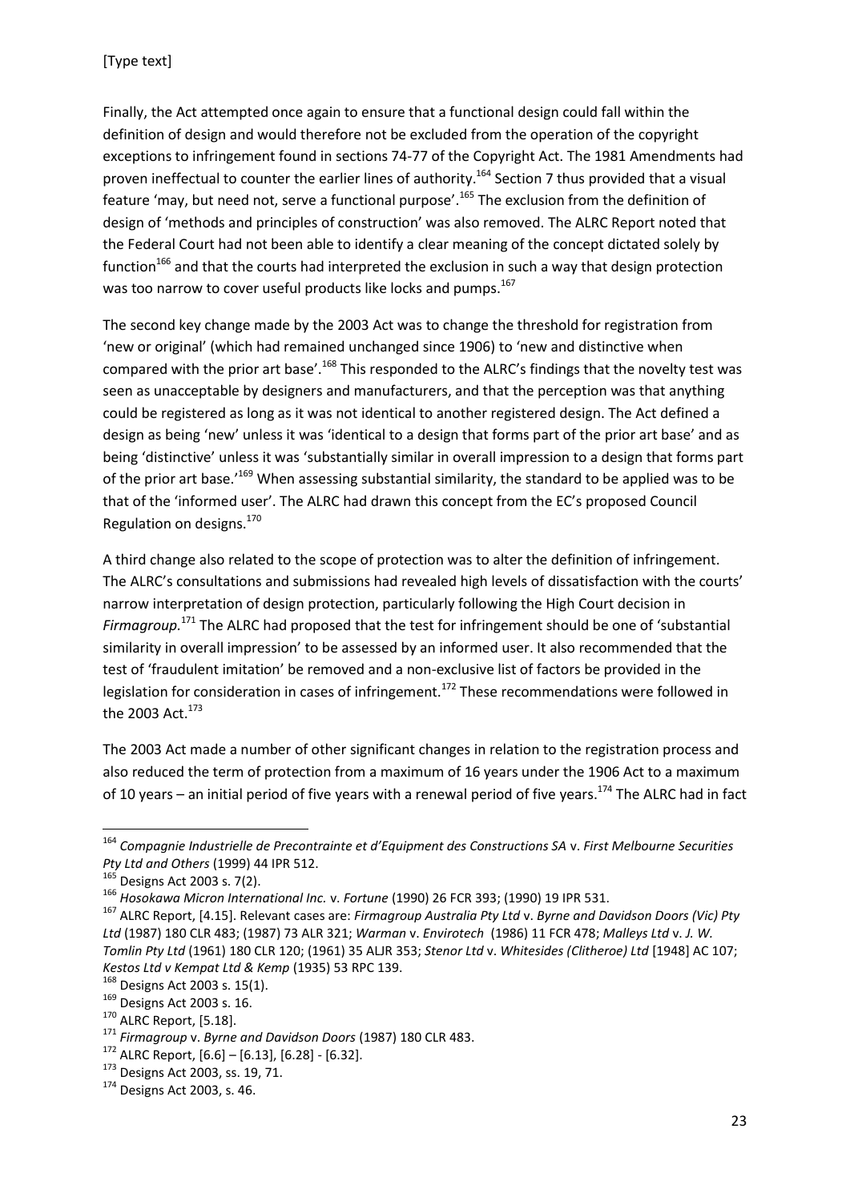Finally, the Act attempted once again to ensure that a functional design could fall within the definition of design and would therefore not be excluded from the operation of the copyright exceptions to infringement found in sections 74-77 of the Copyright Act. The 1981 Amendments had proven ineffectual to counter the earlier lines of authority.[164] Section 7 thus provided that a visual feature 'may, but need not, serve a functional purpose'.[165] The exclusion from the definition of design of 'methods and principles of construction' was also removed. The ALRC Report noted that the Federal Court had not been able to identify a clear meaning of the concept dictated solely by function[166] and that the courts had interpreted the exclusion in such a way that design protection was too narrow to cover useful products like locks and pumps.[167]

The second key change made by the 2003 Act was to change the threshold for registration from 'new or original' (which had remained unchanged since 1906) to 'new and distinctive when compared with the prior art base'.[168] This responded to the ALRC's findings that the novelty test was seen as unacceptable by designers and manufacturers, and that the perception was that anything could be registered as long as it was not identical to another registered design. The Act defined a design as being 'new' unless it was 'identical to a design that forms part of the prior art base' and as being 'distinctive' unless it was 'substantially similar in overall impression to a design that forms part of the prior art base.'[169] When assessing substantial similarity, the standard to be applied was to be that of the 'informed user'. The ALRC had drawn this concept from the EC's proposed Council Regulation on designs.[170]

A third change also related to the scope of protection was to alter the definition of infringement. The ALRC's consultations and submissions had revealed high levels of dissatisfaction with the courts' narrow interpretation of design protection, particularly following the High Court decision in *Firmagroup.*[171] The ALRC had proposed that the test for infringement should be one of 'substantial similarity in overall impression' to be assessed by an informed user. It also recommended that the test of 'fraudulent imitation' be removed and a non-exclusive list of factors be provided in the legislation for consideration in cases of infringement.[172] These recommendations were followed in the 2003 Act.[173]

The 2003 Act made a number of other significant changes in relation to the registration process and also reduced the term of protection from a maximum of 16 years under the 1906 Act to a maximum of 10 years – an initial period of five years with a renewal period of five years.[174] The ALRC had in fact

---

[164] *Compagnie Industrielle de Precontrainte et d'Equipment des Constructions SA* v. *First Melbourne Securities Pty Ltd and Others* (1999) 44 IPR 512.

[165] Designs Act 2003 s. 7(2).

[166] *Hosokawa Micron International Inc.* v. *Fortune* (1990) 26 FCR 393; (1990) 19 IPR 531.

[167] ALRC Report, [4.15]. Relevant cases are: *Firmagroup Australia Pty Ltd* v. *Byrne and Davidson Doors (Vic) Pty Ltd* (1987) 180 CLR 483; (1987) 73 ALR 321; *Warman* v. *Envirotech* (1986) 11 FCR 478; *Malleys Ltd* v. *J. W. Tomlin Pty Ltd* (1961) 180 CLR 120; (1961) 35 ALJR 353; *Stenor Ltd* v. *Whitesides (Clitheroe) Ltd* [1948] AC 107; *Kestos Ltd v Kempat Ltd & Kemp* (1935) 53 RPC 139.

[168] Designs Act 2003 s. 15(1).

[169] Designs Act 2003 s. 16.

[170] ALRC Report, [5.18].

[171] *Firmagroup* v. *Byrne and Davidson Doors* (1987) 180 CLR 483.

[172] ALRC Report, [6.6] – [6.13], [6.28] - [6.32].

[173] Designs Act 2003, ss. 19, 71.

[174] Designs Act 2003, s. 46.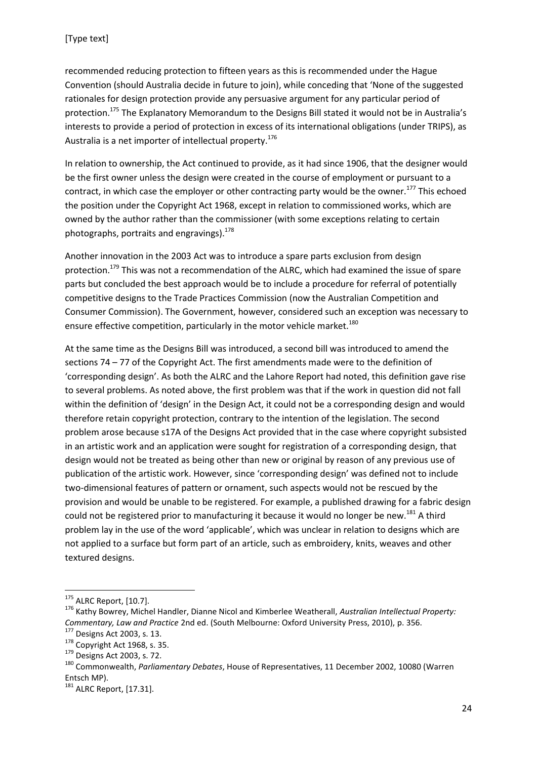recommended reducing protection to fifteen years as this is recommended under the Hague Convention (should Australia decide in future to join), while conceding that 'None of the suggested rationales for design protection provide any persuasive argument for any particular period of protection.[175] The Explanatory Memorandum to the Designs Bill stated it would not be in Australia's interests to provide a period of protection in excess of its international obligations (under TRIPS), as Australia is a net importer of intellectual property.[176]

In relation to ownership, the Act continued to provide, as it had since 1906, that the designer would be the first owner unless the design were created in the course of employment or pursuant to a contract, in which case the employer or other contracting party would be the owner.[177] This echoed the position under the Copyright Act 1968, except in relation to commissioned works, which are owned by the author rather than the commissioner (with some exceptions relating to certain photographs, portraits and engravings).[178]

Another innovation in the 2003 Act was to introduce a spare parts exclusion from design protection.[179] This was not a recommendation of the ALRC, which had examined the issue of spare parts but concluded the best approach would be to include a procedure for referral of potentially competitive designs to the Trade Practices Commission (now the Australian Competition and Consumer Commission). The Government, however, considered such an exception was necessary to ensure effective competition, particularly in the motor vehicle market.[180]

At the same time as the Designs Bill was introduced, a second bill was introduced to amend the sections 74 – 77 of the Copyright Act. The first amendments made were to the definition of 'corresponding design'. As both the ALRC and the Lahore Report had noted, this definition gave rise to several problems. As noted above, the first problem was that if the work in question did not fall within the definition of 'design' in the Design Act, it could not be a corresponding design and would therefore retain copyright protection, contrary to the intention of the legislation. The second problem arose because s17A of the Designs Act provided that in the case where copyright subsisted in an artistic work and an application were sought for registration of a corresponding design, that design would not be treated as being other than new or original by reason of any previous use of publication of the artistic work. However, since 'corresponding design' was defined not to include two-dimensional features of pattern or ornament, such aspects would not be rescued by the provision and would be unable to be registered. For example, a published drawing for a fabric design could not be registered prior to manufacturing it because it would no longer be new.[181] A third problem lay in the use of the word 'applicable', which was unclear in relation to designs which are not applied to a surface but form part of an article, such as embroidery, knits, weaves and other textured designs.

---

[175] ALRC Report, [10.7].

[176] Kathy Bowrey, Michel Handler, Dianne Nicol and Kimberlee Weatherall, *Australian Intellectual Property: Commentary, Law and Practice* 2nd ed. (South Melbourne: Oxford University Press, 2010), p. 356.

[177] Designs Act 2003, s. 13.

[178] Copyright Act 1968, s. 35.

[179] Designs Act 2003, s. 72.

[180] Commonwealth, *Parliamentary Debates*, House of Representatives, 11 December 2002, 10080 (Warren Entsch MP).

[181] ALRC Report, [17.31].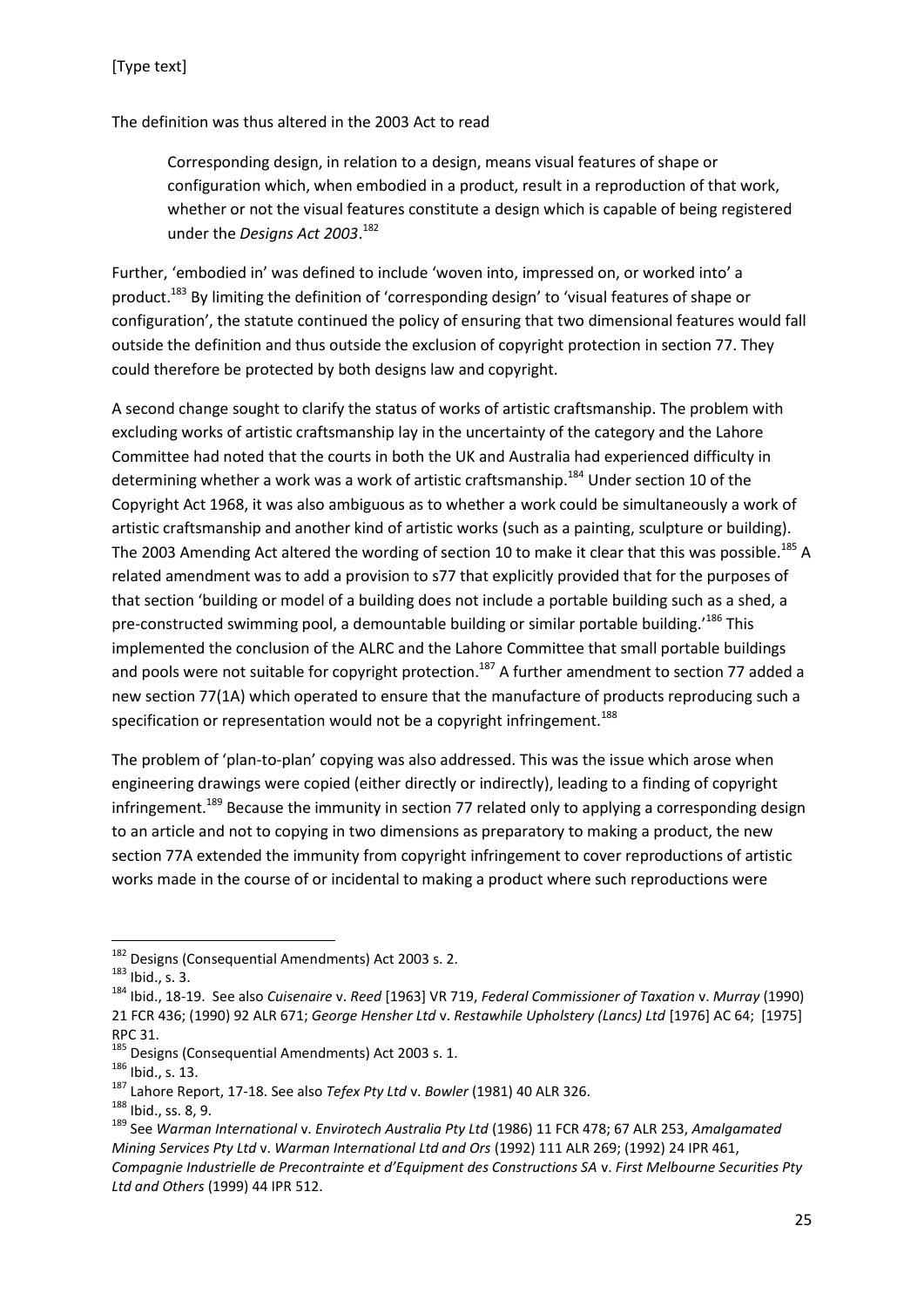The definition was thus altered in the 2003 Act to read

> Corresponding design, in relation to a design, means visual features of shape or configuration which, when embodied in a product, result in a reproduction of that work, whether or not the visual features constitute a design which is capable of being registered under the *Designs Act 2003*.[182]

Further, 'embodied in' was defined to include 'woven into, impressed on, or worked into' a product.[183] By limiting the definition of 'corresponding design' to 'visual features of shape or configuration', the statute continued the policy of ensuring that two dimensional features would fall outside the definition and thus outside the exclusion of copyright protection in section 77. They could therefore be protected by both designs law and copyright.

A second change sought to clarify the status of works of artistic craftsmanship. The problem with excluding works of artistic craftsmanship lay in the uncertainty of the category and the Lahore Committee had noted that the courts in both the UK and Australia had experienced difficulty in determining whether a work was a work of artistic craftsmanship.[184] Under section 10 of the Copyright Act 1968, it was also ambiguous as to whether a work could be simultaneously a work of artistic craftsmanship and another kind of artistic works (such as a painting, sculpture or building). The 2003 Amending Act altered the wording of section 10 to make it clear that this was possible.[185] A related amendment was to add a provision to s77 that explicitly provided that for the purposes of that section 'building or model of a building does not include a portable building such as a shed, a pre-constructed swimming pool, a demountable building or similar portable building.'[186] This implemented the conclusion of the ALRC and the Lahore Committee that small portable buildings and pools were not suitable for copyright protection.[187] A further amendment to section 77 added a new section 77(1A) which operated to ensure that the manufacture of products reproducing such a specification or representation would not be a copyright infringement.[188]

The problem of 'plan-to-plan' copying was also addressed. This was the issue which arose when engineering drawings were copied (either directly or indirectly), leading to a finding of copyright infringement.[189] Because the immunity in section 77 related only to applying a corresponding design to an article and not to copying in two dimensions as preparatory to making a product, the new section 77A extended the immunity from copyright infringement to cover reproductions of artistic works made in the course of or incidental to making a product where such reproductions were

---

[182] Designs (Consequential Amendments) Act 2003 s. 2.

[183] Ibid., s. 3.

[184] Ibid., 18-19. See also *Cuisenaire* v. *Reed* [1963] VR 719, *Federal Commissioner of Taxation* v. *Murray* (1990) 21 FCR 436; (1990) 92 ALR 671; *George Hensher Ltd* v. *Restawhile Upholstery (Lancs) Ltd* [1976] AC 64; [1975] RPC 31.

[185] Designs (Consequential Amendments) Act 2003 s. 1.

[186] Ibid., s. 13.

[187] Lahore Report, 17-18. See also *Tefex Pty Ltd* v. *Bowler* (1981) 40 ALR 326.

[188] Ibid., ss. 8, 9.

[189] See *Warman International* v. *Envirotech Australia Pty Ltd* (1986) 11 FCR 478; 67 ALR 253, *Amalgamated Mining Services Pty Ltd* v. *Warman International Ltd and Ors* (1992) 111 ALR 269; (1992) 24 IPR 461, *Compagnie Industrielle de Precontrainte et d'Equipment des Constructions SA* v. *First Melbourne Securities Pty Ltd and Others* (1999) 44 IPR 512.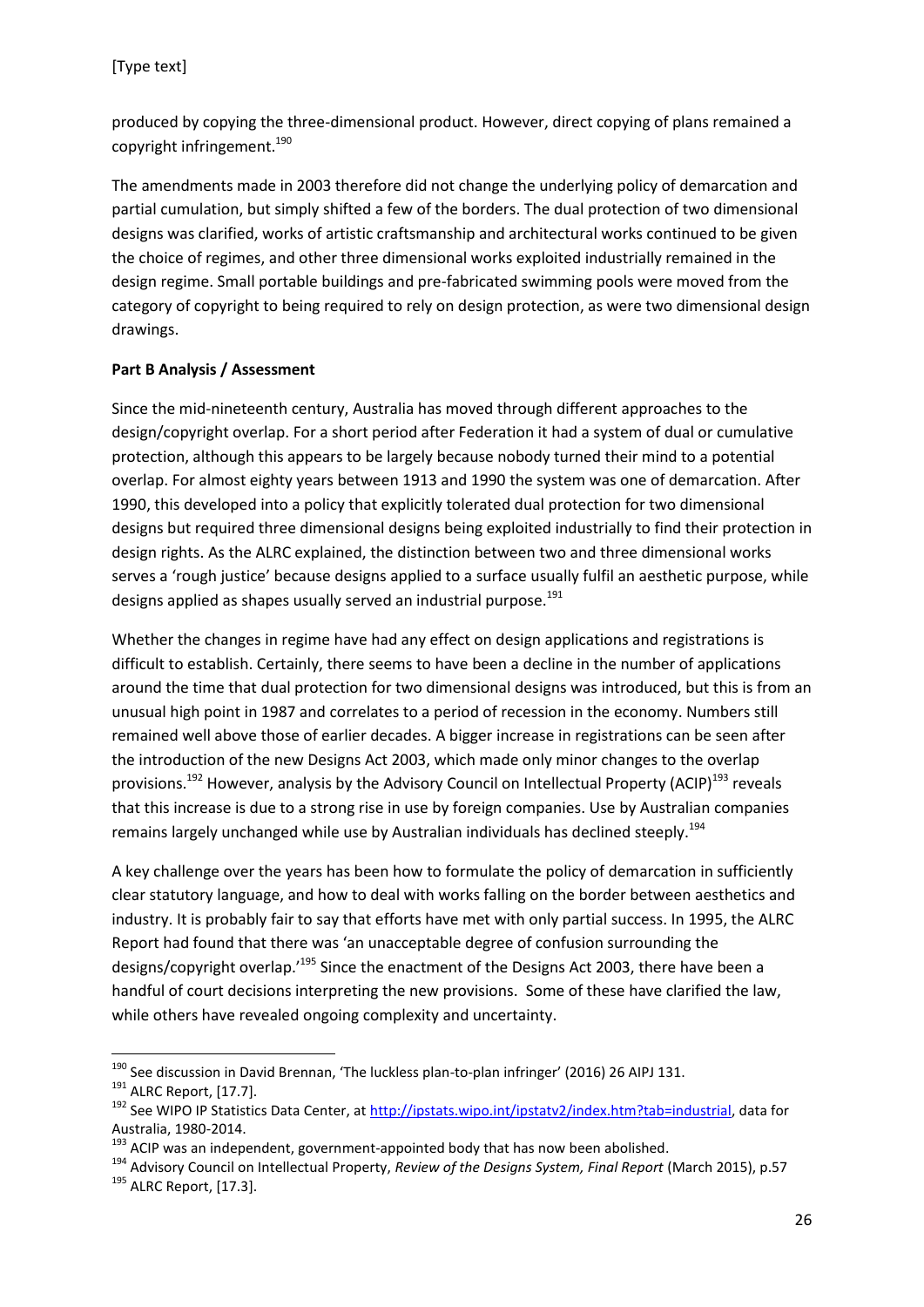produced by copying the three-dimensional product. However, direct copying of plans remained a copyright infringement.[190]

The amendments made in 2003 therefore did not change the underlying policy of demarcation and partial cumulation, but simply shifted a few of the borders. The dual protection of two dimensional designs was clarified, works of artistic craftsmanship and architectural works continued to be given the choice of regimes, and other three dimensional works exploited industrially remained in the design regime. Small portable buildings and pre-fabricated swimming pools were moved from the category of copyright to being required to rely on design protection, as were two dimensional design drawings.

**Part B Analysis / Assessment**

Since the mid-nineteenth century, Australia has moved through different approaches to the design/copyright overlap. For a short period after Federation it had a system of dual or cumulative protection, although this appears to be largely because nobody turned their mind to a potential overlap. For almost eighty years between 1913 and 1990 the system was one of demarcation. After 1990, this developed into a policy that explicitly tolerated dual protection for two dimensional designs but required three dimensional designs being exploited industrially to find their protection in design rights. As the ALRC explained, the distinction between two and three dimensional works serves a 'rough justice' because designs applied to a surface usually fulfil an aesthetic purpose, while designs applied as shapes usually served an industrial purpose.[191]

Whether the changes in regime have had any effect on design applications and registrations is difficult to establish. Certainly, there seems to have been a decline in the number of applications around the time that dual protection for two dimensional designs was introduced, but this is from an unusual high point in 1987 and correlates to a period of recession in the economy. Numbers still remained well above those of earlier decades. A bigger increase in registrations can be seen after the introduction of the new Designs Act 2003, which made only minor changes to the overlap provisions.[192] However, analysis by the Advisory Council on Intellectual Property (ACIP)[193] reveals that this increase is due to a strong rise in use by foreign companies. Use by Australian companies remains largely unchanged while use by Australian individuals has declined steeply.[194]

A key challenge over the years has been how to formulate the policy of demarcation in sufficiently clear statutory language, and how to deal with works falling on the border between aesthetics and industry. It is probably fair to say that efforts have met with only partial success. In 1995, the ALRC Report had found that there was 'an unacceptable degree of confusion surrounding the designs/copyright overlap.'[195] Since the enactment of the Designs Act 2003, there have been a handful of court decisions interpreting the new provisions. Some of these have clarified the law, while others have revealed ongoing complexity and uncertainty.

---

[190] See discussion in David Brennan, 'The luckless plan-to-plan infringer' (2016) 26 AIPJ 131.

[191] ALRC Report, [17.7].

[192] See WIPO IP Statistics Data Center, at http://ipstats.wipo.int/ipstatv2/index.htm?tab=industrial, data for Australia, 1980-2014.

[193] ACIP was an independent, government-appointed body that has now been abolished.

[194] Advisory Council on Intellectual Property, *Review of the Designs System, Final Report* (March 2015), p.57

[195] ALRC Report, [17.3].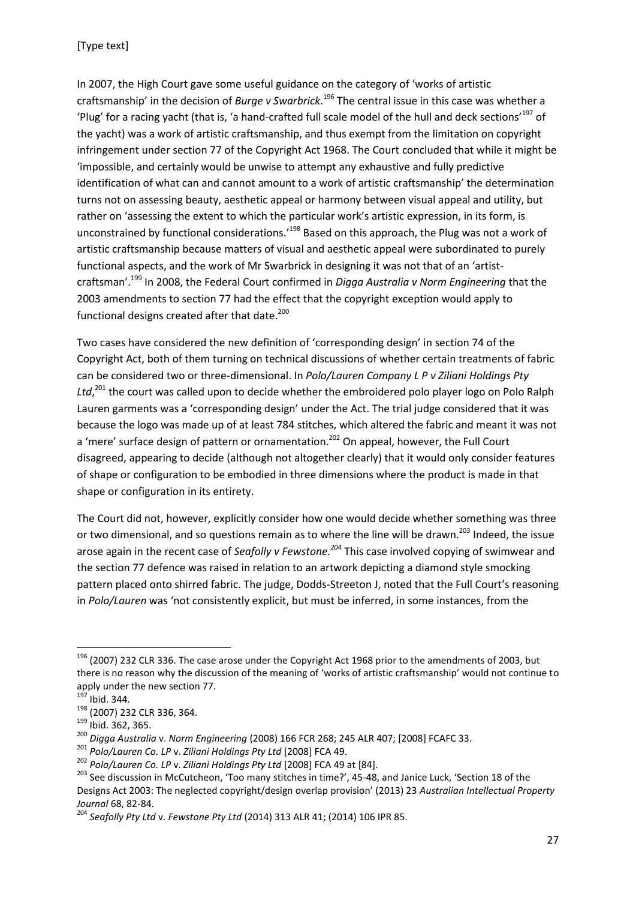In 2007, the High Court gave some useful guidance on the category of 'works of artistic craftsmanship' in the decision of *Burge v Swarbrick*.[196] The central issue in this case was whether a 'Plug' for a racing yacht (that is, 'a hand-crafted full scale model of the hull and deck sections'[197] of the yacht) was a work of artistic craftsmanship, and thus exempt from the limitation on copyright infringement under section 77 of the Copyright Act 1968. The Court concluded that while it might be 'impossible, and certainly would be unwise to attempt any exhaustive and fully predictive identification of what can and cannot amount to a work of artistic craftsmanship' the determination turns not on assessing beauty, aesthetic appeal or harmony between visual appeal and utility, but rather on 'assessing the extent to which the particular work's artistic expression, in its form, is unconstrained by functional considerations.'[198] Based on this approach, the Plug was not a work of artistic craftsmanship because matters of visual and aesthetic appeal were subordinated to purely functional aspects, and the work of Mr Swarbrick in designing it was not that of an 'artist-craftsman'.[199] In 2008, the Federal Court confirmed in *Digga Australia v Norm Engineering* that the 2003 amendments to section 77 had the effect that the copyright exception would apply to functional designs created after that date.[200]

Two cases have considered the new definition of 'corresponding design' in section 74 of the Copyright Act, both of them turning on technical discussions of whether certain treatments of fabric can be considered two or three-dimensional. In *Polo/Lauren Company L P v Ziliani Holdings Pty Ltd*,[201] the court was called upon to decide whether the embroidered polo player logo on Polo Ralph Lauren garments was a 'corresponding design' under the Act. The trial judge considered that it was because the logo was made up of at least 784 stitches, which altered the fabric and meant it was not a 'mere' surface design of pattern or ornamentation.[202] On appeal, however, the Full Court disagreed, appearing to decide (although not altogether clearly) that it would only consider features of shape or configuration to be embodied in three dimensions where the product is made in that shape or configuration in its entirety.

The Court did not, however, explicitly consider how one would decide whether something was three or two dimensional, and so questions remain as to where the line will be drawn.[203] Indeed, the issue arose again in the recent case of *Seafolly v Fewstone.*[204] This case involved copying of swimwear and the section 77 defence was raised in relation to an artwork depicting a diamond style smocking pattern placed onto shirred fabric. The judge, Dodds-Streeton J, noted that the Full Court's reasoning in *Polo/Lauren* was 'not consistently explicit, but must be inferred, in some instances, from the

---

[196] (2007) 232 CLR 336. The case arose under the Copyright Act 1968 prior to the amendments of 2003, but there is no reason why the discussion of the meaning of 'works of artistic craftsmanship' would not continue to apply under the new section 77.

[197] Ibid. 344.

[198] (2007) 232 CLR 336, 364.

[199] Ibid. 362, 365.

[200] *Digga Australia* v. *Norm Engineering* (2008) 166 FCR 268; 245 ALR 407; [2008] FCAFC 33.

[201] *Polo/Lauren Co. LP* v. *Ziliani Holdings Pty Ltd* [2008] FCA 49.

[202] *Polo/Lauren Co. LP* v. *Ziliani Holdings Pty Ltd* [2008] FCA 49 at [84].

[203] See discussion in McCutcheon, 'Too many stitches in time?', 45-48, and Janice Luck, 'Section 18 of the Designs Act 2003: The neglected copyright/design overlap provision' (2013) 23 *Australian Intellectual Property Journal* 68, 82-84.

[204] *Seafolly Pty Ltd* v. *Fewstone Pty Ltd* (2014) 313 ALR 41; (2014) 106 IPR 85.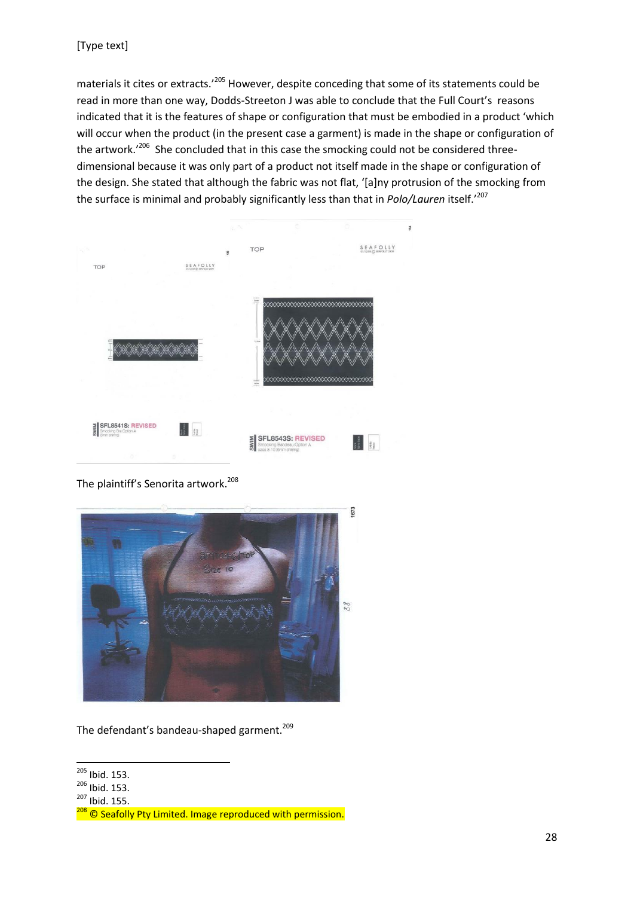materials it cites or extracts.'[205] However, despite conceding that some of its statements could be read in more than one way, Dodds-Streeton J was able to conclude that the Full Court's reasons indicated that it is the features of shape or configuration that must be embodied in a product 'which will occur when the product (in the present case a garment) is made in the shape or configuration of the artwork.'[206] She concluded that in this case the smocking could not be considered three-dimensional because it was only part of a product not itself made in the shape or configuration of the design. She stated that although the fabric was not flat, '[a]ny protrusion of the smocking from the surface is minimal and probably significantly less than that in *Polo/Lauren* itself.'[207]

The plaintiff's Senorita artwork.[208]

The defendant's bandeau-shaped garment.[209]

---

[205] Ibid. 153.

[206] Ibid. 153.

[207] Ibid. 155.

[208] © Seafolly Pty Limited. Image reproduced with permission.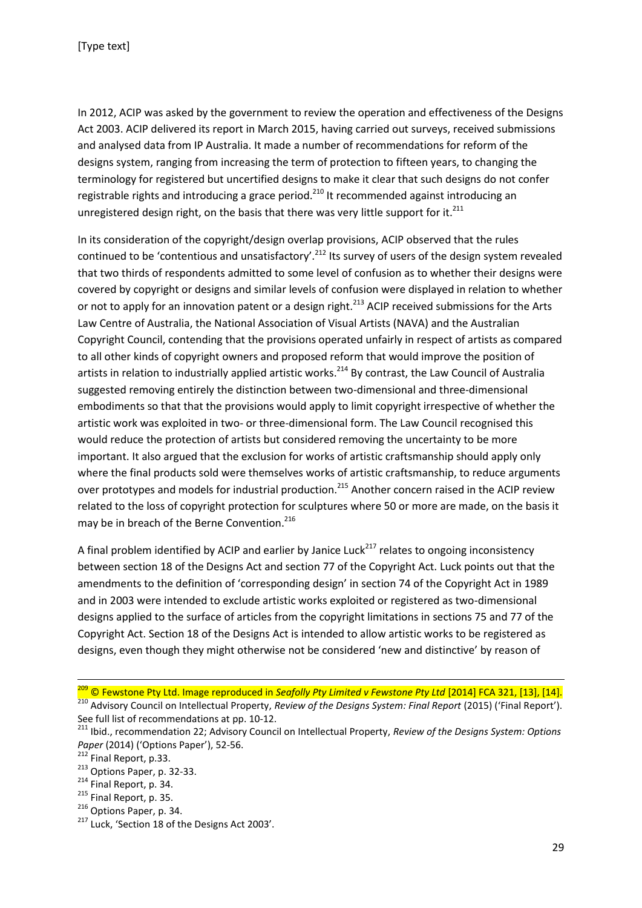In 2012, ACIP was asked by the government to review the operation and effectiveness of the Designs Act 2003. ACIP delivered its report in March 2015, having carried out surveys, received submissions and analysed data from IP Australia. It made a number of recommendations for reform of the designs system, ranging from increasing the term of protection to fifteen years, to changing the terminology for registered but uncertified designs to make it clear that such designs do not confer registrable rights and introducing a grace period.[210] It recommended against introducing an unregistered design right, on the basis that there was very little support for it.[211]

In its consideration of the copyright/design overlap provisions, ACIP observed that the rules continued to be 'contentious and unsatisfactory'.[212] Its survey of users of the design system revealed that two thirds of respondents admitted to some level of confusion as to whether their designs were covered by copyright or designs and similar levels of confusion were displayed in relation to whether or not to apply for an innovation patent or a design right.[213] ACIP received submissions for the Arts Law Centre of Australia, the National Association of Visual Artists (NAVA) and the Australian Copyright Council, contending that the provisions operated unfairly in respect of artists as compared to all other kinds of copyright owners and proposed reform that would improve the position of artists in relation to industrially applied artistic works.[214] By contrast, the Law Council of Australia suggested removing entirely the distinction between two-dimensional and three-dimensional embodiments so that that the provisions would apply to limit copyright irrespective of whether the artistic work was exploited in two- or three-dimensional form. The Law Council recognised this would reduce the protection of artists but considered removing the uncertainty to be more important. It also argued that the exclusion for works of artistic craftsmanship should apply only where the final products sold were themselves works of artistic craftsmanship, to reduce arguments over prototypes and models for industrial production.[215] Another concern raised in the ACIP review related to the loss of copyright protection for sculptures where 50 or more are made, on the basis it may be in breach of the Berne Convention.[216]

A final problem identified by ACIP and earlier by Janice Luck[217] relates to ongoing inconsistency between section 18 of the Designs Act and section 77 of the Copyright Act. Luck points out that the amendments to the definition of 'corresponding design' in section 74 of the Copyright Act in 1989 and in 2003 were intended to exclude artistic works exploited or registered as two-dimensional designs applied to the surface of articles from the copyright limitations in sections 75 and 77 of the Copyright Act. Section 18 of the Designs Act is intended to allow artistic works to be registered as designs, even though they might otherwise not be considered 'new and distinctive' by reason of

---

[209] © Fewstone Pty Ltd. Image reproduced in *Seafolly Pty Limited v Fewstone Pty Ltd* [2014] FCA 321, [13], [14].

[210] Advisory Council on Intellectual Property, *Review of the Designs System: Final Report* (2015) ('Final Report'). See full list of recommendations at pp. 10-12.

[211] Ibid., recommendation 22; Advisory Council on Intellectual Property, *Review of the Designs System: Options Paper* (2014) ('Options Paper'), 52-56.

[212] Final Report, p.33.

[213] Options Paper, p. 32-33.

[214] Final Report, p. 34.

[215] Final Report, p. 35.

[216] Options Paper, p. 34.

[217] Luck, 'Section 18 of the Designs Act 2003'.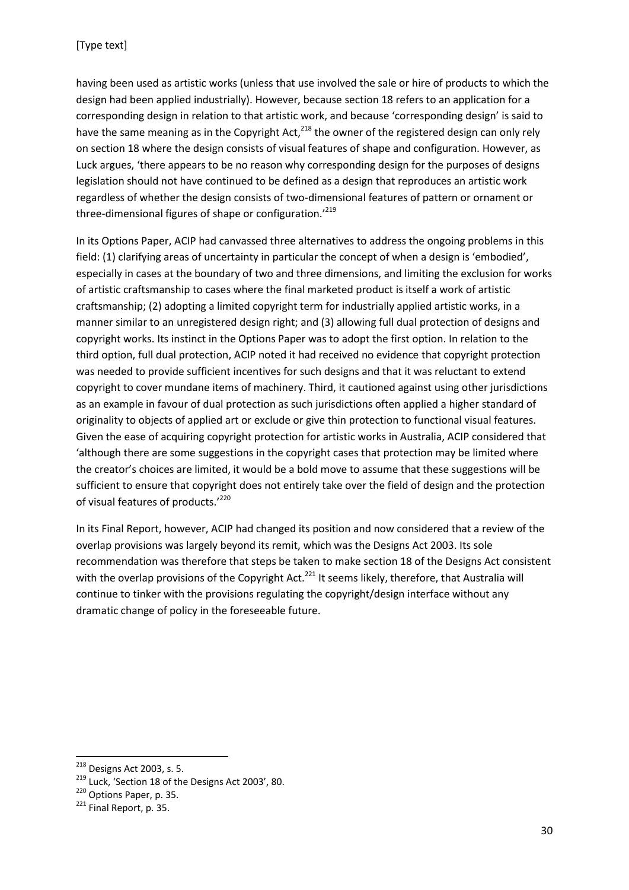having been used as artistic works (unless that use involved the sale or hire of products to which the design had been applied industrially). However, because section 18 refers to an application for a corresponding design in relation to that artistic work, and because 'corresponding design' is said to have the same meaning as in the Copyright Act,[218] the owner of the registered design can only rely on section 18 where the design consists of visual features of shape and configuration. However, as Luck argues, 'there appears to be no reason why corresponding design for the purposes of designs legislation should not have continued to be defined as a design that reproduces an artistic work regardless of whether the design consists of two-dimensional features of pattern or ornament or three-dimensional figures of shape or configuration.'[219]

In its Options Paper, ACIP had canvassed three alternatives to address the ongoing problems in this field: (1) clarifying areas of uncertainty in particular the concept of when a design is 'embodied', especially in cases at the boundary of two and three dimensions, and limiting the exclusion for works of artistic craftsmanship to cases where the final marketed product is itself a work of artistic craftsmanship; (2) adopting a limited copyright term for industrially applied artistic works, in a manner similar to an unregistered design right; and (3) allowing full dual protection of designs and copyright works. Its instinct in the Options Paper was to adopt the first option. In relation to the third option, full dual protection, ACIP noted it had received no evidence that copyright protection was needed to provide sufficient incentives for such designs and that it was reluctant to extend copyright to cover mundane items of machinery. Third, it cautioned against using other jurisdictions as an example in favour of dual protection as such jurisdictions often applied a higher standard of originality to objects of applied art or exclude or give thin protection to functional visual features. Given the ease of acquiring copyright protection for artistic works in Australia, ACIP considered that 'although there are some suggestions in the copyright cases that protection may be limited where the creator's choices are limited, it would be a bold move to assume that these suggestions will be sufficient to ensure that copyright does not entirely take over the field of design and the protection of visual features of products.'[220]

In its Final Report, however, ACIP had changed its position and now considered that a review of the overlap provisions was largely beyond its remit, which was the Designs Act 2003. Its sole recommendation was therefore that steps be taken to make section 18 of the Designs Act consistent with the overlap provisions of the Copyright Act.[221] It seems likely, therefore, that Australia will continue to tinker with the provisions regulating the copyright/design interface without any dramatic change of policy in the foreseeable future.

---

[218] Designs Act 2003, s. 5.

[219] Luck, 'Section 18 of the Designs Act 2003', 80.

[220] Options Paper, p. 35.

[221] Final Report, p. 35.